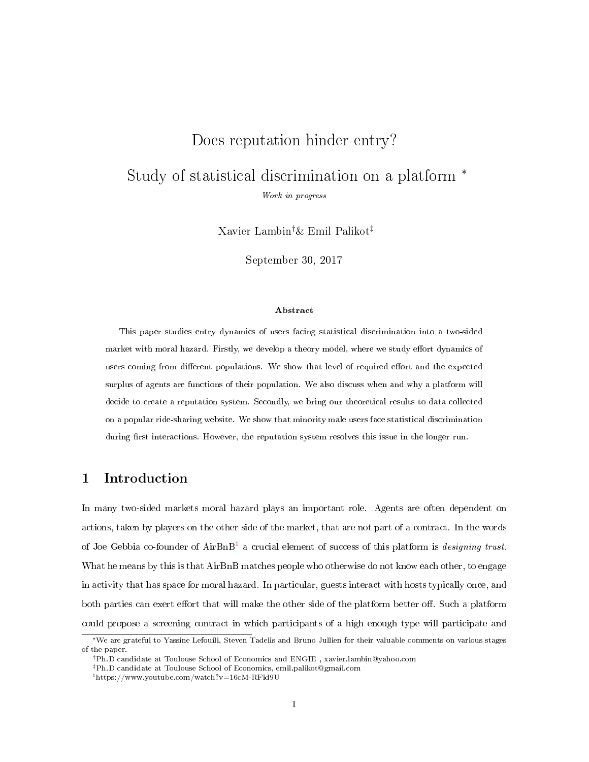# Does reputation hinder entry?

# Study of statistical discrimination on a platform [*]

*Work in progress*

Xavier Lambin[†] & Emil Palikot[‡]

September 30, 2017

**Abstract**

This paper studies entry dynamics of users facing statistical discrimination into a two-sided market with moral hazard. Firstly, we develop a theory model, where we study effort dynamics of users coming from different populations. We show that level of required effort and the expected surplus of agents are functions of their population. We also discuss when and why a platform will decide to create a reputation system. Secondly, we bring our theoretical results to data collected on a popular ride-sharing website. We show that minority male users face statistical discrimination during first interactions. However, the reputation system resolves this issue in the longer run.

## 1 Introduction

In many two-sided markets moral hazard plays an important role. Agents are often dependent on actions, taken by players on the other side of the market, that are not part of a contract. In the words of Joe Gebbia co-founder of AirBnB[1] a crucial element of success of this platform is *designing trust*. What he means by this is that AirBnB matches people who otherwise do not know each other, to engage in activity that has space for moral hazard. In particular, guests interact with hosts typically once, and both parties can exert effort that will make the other side of the platform better off. Such a platform could propose a screening contract in which participants of a high enough type will participate and

---

[*] We are grateful to Yassine Lefouili, Steven Tadelis and Bruno Jullien for their valuable comments on various stages of the paper.

[†] Ph.D candidate at Toulouse School of Economics and ENGIE , xavier.lambin@yahoo.com

[‡] Ph.D candidate at Toulouse School of Economics, emil.palikot@gmail.com

[1] https://www.youtube.com/watch?v=16cM-RFid9U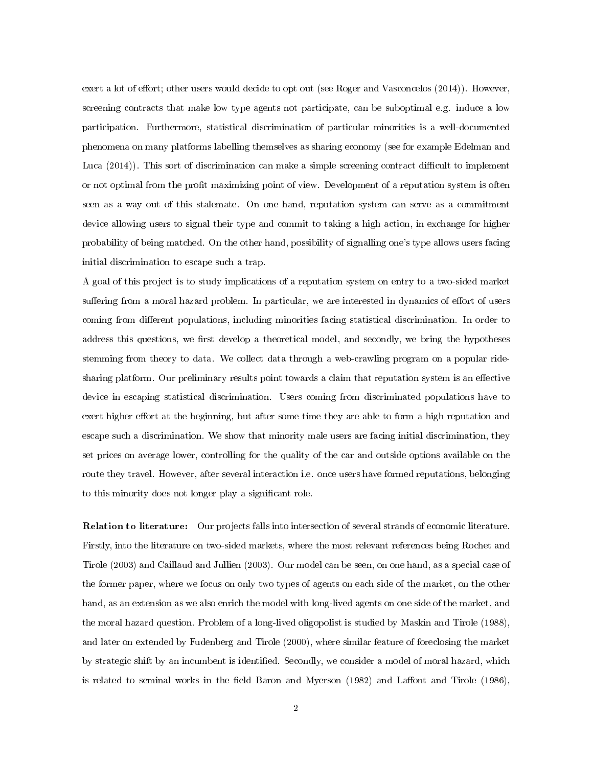exert a lot of effort; other users would decide to opt out (see Roger and Vasconcelos (2014)). However, screening contracts that make low type agents not participate, can be suboptimal e.g. induce a low participation. Furthermore, statistical discrimination of particular minorities is a well-documented phenomena on many platforms labelling themselves as sharing economy (see for example Edelman and Luca (2014)). This sort of discrimination can make a simple screening contract difficult to implement or not optimal from the profit maximizing point of view. Development of a reputation system is often seen as a way out of this stalemate. On one hand, reputation system can serve as a commitment device allowing users to signal their type and commit to taking a high action, in exchange for higher probability of being matched. On the other hand, possibility of signalling one's type allows users facing initial discrimination to escape such a trap.

A goal of this project is to study implications of a reputation system on entry to a two-sided market suffering from a moral hazard problem. In particular, we are interested in dynamics of effort of users coming from different populations, including minorities facing statistical discrimination. In order to address this questions, we first develop a theoretical model, and secondly, we bring the hypotheses stemming from theory to data. We collect data through a web-crawling program on a popular ride-sharing platform. Our preliminary results point towards a claim that reputation system is an effective device in escaping statistical discrimination. Users coming from discriminated populations have to exert higher effort at the beginning, but after some time they are able to form a high reputation and escape such a discrimination. We show that minority male users are facing initial discrimination, they set prices on average lower, controlling for the quality of the car and outside options available on the route they travel. However, after several interaction i.e. once users have formed reputations, belonging to this minority does not longer play a significant role.

**Relation to literature:** Our projects falls into intersection of several strands of economic literature. Firstly, into the literature on two-sided markets, where the most relevant references being Rochet and Tirole (2003) and Caillaud and Jullien (2003). Our model can be seen, on one hand, as a special case of the former paper, where we focus on only two types of agents on each side of the market, on the other hand, as an extension as we also enrich the model with long-lived agents on one side of the market, and the moral hazard question. Problem of a long-lived oligopolist is studied by Maskin and Tirole (1988), and later on extended by Fudenberg and Tirole (2000), where similar feature of foreclosing the market by strategic shift by an incumbent is identified. Secondly, we consider a model of moral hazard, which is related to seminal works in the field Baron and Myerson (1982) and Laffont and Tirole (1986),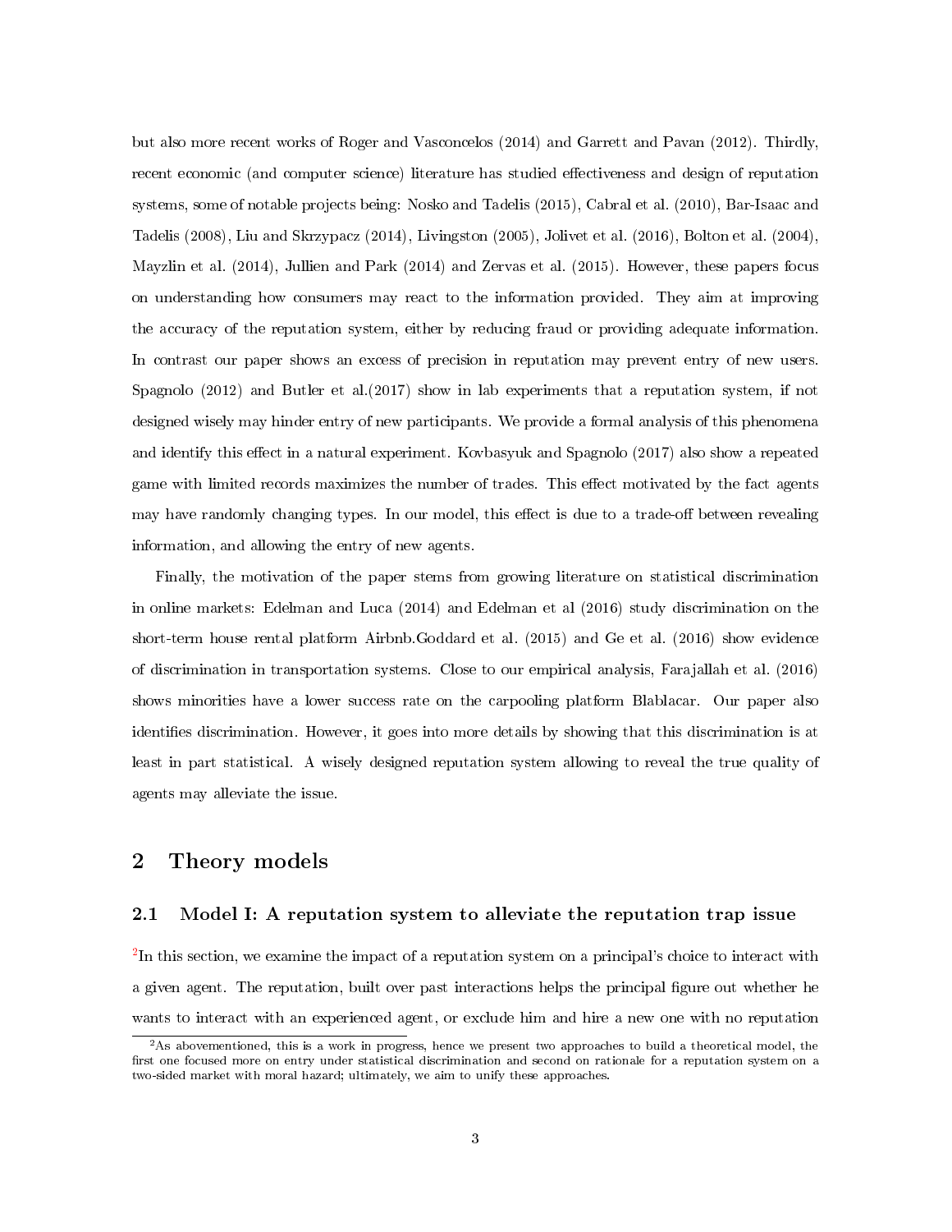but also more recent works of Roger and Vasconcelos (2014) and Garrett and Pavan (2012). Thirdly, recent economic (and computer science) literature has studied effectiveness and design of reputation systems, some of notable projects being: Nosko and Tadelis (2015), Cabral et al. (2010), Bar-Isaac and Tadelis (2008), Liu and Skrzypacz (2014), Livingston (2005), Jolivet et al. (2016), Bolton et al. (2004), Mayzlin et al. (2014), Jullien and Park (2014) and Zervas et al. (2015). However, these papers focus on understanding how consumers may react to the information provided. They aim at improving the accuracy of the reputation system, either by reducing fraud or providing adequate information. In contrast our paper shows an excess of precision in reputation may prevent entry of new users. Spagnolo (2012) and Butler et al.(2017) show in lab experiments that a reputation system, if not designed wisely may hinder entry of new participants. We provide a formal analysis of this phenomena and identify this effect in a natural experiment. Kovbasyuk and Spagnolo (2017) also show a repeated game with limited records maximizes the number of trades. This effect motivated by the fact agents may have randomly changing types. In our model, this effect is due to a trade-off between revealing information, and allowing the entry of new agents.

Finally, the motivation of the paper stems from growing literature on statistical discrimination in online markets: Edelman and Luca (2014) and Edelman et al (2016) study discrimination on the short-term house rental platform Airbnb.Goddard et al. (2015) and Ge et al. (2016) show evidence of discrimination in transportation systems. Close to our empirical analysis, Farajallah et al. (2016) shows minorities have a lower success rate on the carpooling platform Blablacar. Our paper also identifies discrimination. However, it goes into more details by showing that this discrimination is at least in part statistical. A wisely designed reputation system allowing to reveal the true quality of agents may alleviate the issue.

## 2 Theory models

### 2.1 Model I: A reputation system to alleviate the reputation trap issue

[2]In this section, we examine the impact of a reputation system on a principal's choice to interact with a given agent. The reputation, built over past interactions helps the principal figure out whether he wants to interact with an experienced agent, or exclude him and hire a new one with no reputation

[2]As abovementioned, this is a work in progress, hence we present two approaches to build a theoretical model, the first one focused more on entry under statistical discrimination and second on rationale for a reputation system on a two-sided market with moral hazard; ultimately, we aim to unify these approaches.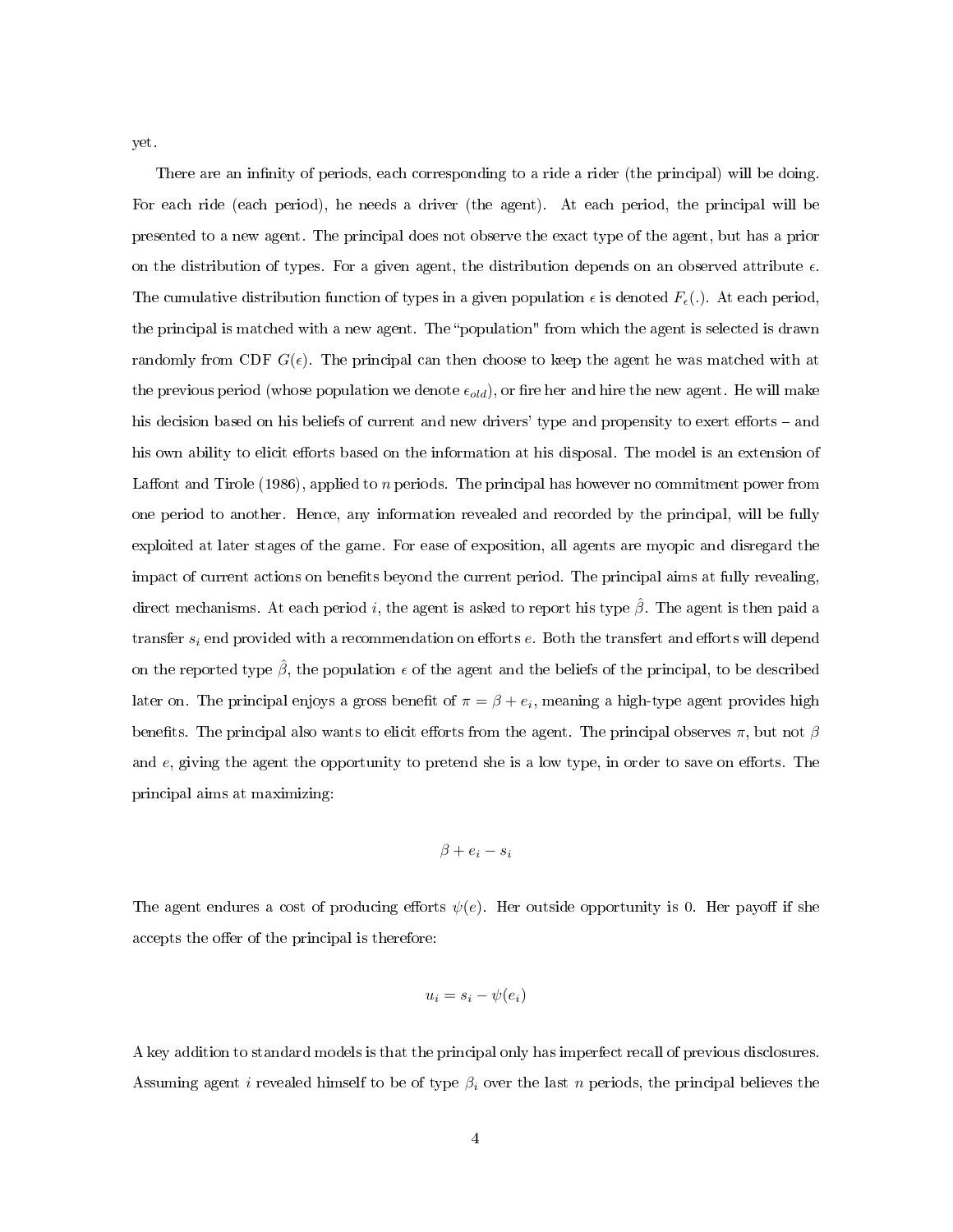yet.

There are an infinity of periods, each corresponding to a ride a rider (the principal) will be doing. For each ride (each period), he needs a driver (the agent). At each period, the principal will be presented to a new agent. The principal does not observe the exact type of the agent, but has a prior on the distribution of types. For a given agent, the distribution depends on an observed attribute $\epsilon$. The cumulative distribution function of types in a given population $\epsilon$ is denoted $F_{\epsilon}(.)$. At each period, the principal is matched with a new agent. The "population" from which the agent is selected is drawn randomly from CDF $G(\epsilon)$. The principal can then choose to keep the agent he was matched with at the previous period (whose population we denote $\epsilon_{old}$), or fire her and hire the new agent. He will make his decision based on his beliefs of current and new drivers' type and propensity to exert efforts – and his own ability to elicit efforts based on the information at his disposal. The model is an extension of Laffont and Tirole (1986), applied to $n$ periods. The principal has however no commitment power from one period to another. Hence, any information revealed and recorded by the principal, will be fully exploited at later stages of the game. For ease of exposition, all agents are myopic and disregard the impact of current actions on benefits beyond the current period. The principal aims at fully revealing, direct mechanisms. At each period $i$, the agent is asked to report his type $\hat{\beta}$. The agent is then paid a transfer $s_i$ end provided with a recommendation on efforts $e$. Both the transfert and efforts will depend on the reported type $\hat{\beta}$, the population $\epsilon$ of the agent and the beliefs of the principal, to be described later on. The principal enjoys a gross benefit of $\pi = \beta + e_i$, meaning a high-type agent provides high benefits. The principal also wants to elicit efforts from the agent. The principal observes $\pi$, but not $\beta$ and $e$, giving the agent the opportunity to pretend she is a low type, in order to save on efforts. The principal aims at maximizing:

$$\beta + e_i - s_i$$

The agent endures a cost of producing efforts $\psi(e)$. Her outside opportunity is 0. Her payoff if she accepts the offer of the principal is therefore:

$$u_i = s_i - \psi(e_i)$$

A key addition to standard models is that the principal only has imperfect recall of previous disclosures. Assuming agent $i$ revealed himself to be of type $\beta_i$ over the last $n$ periods, the principal believes the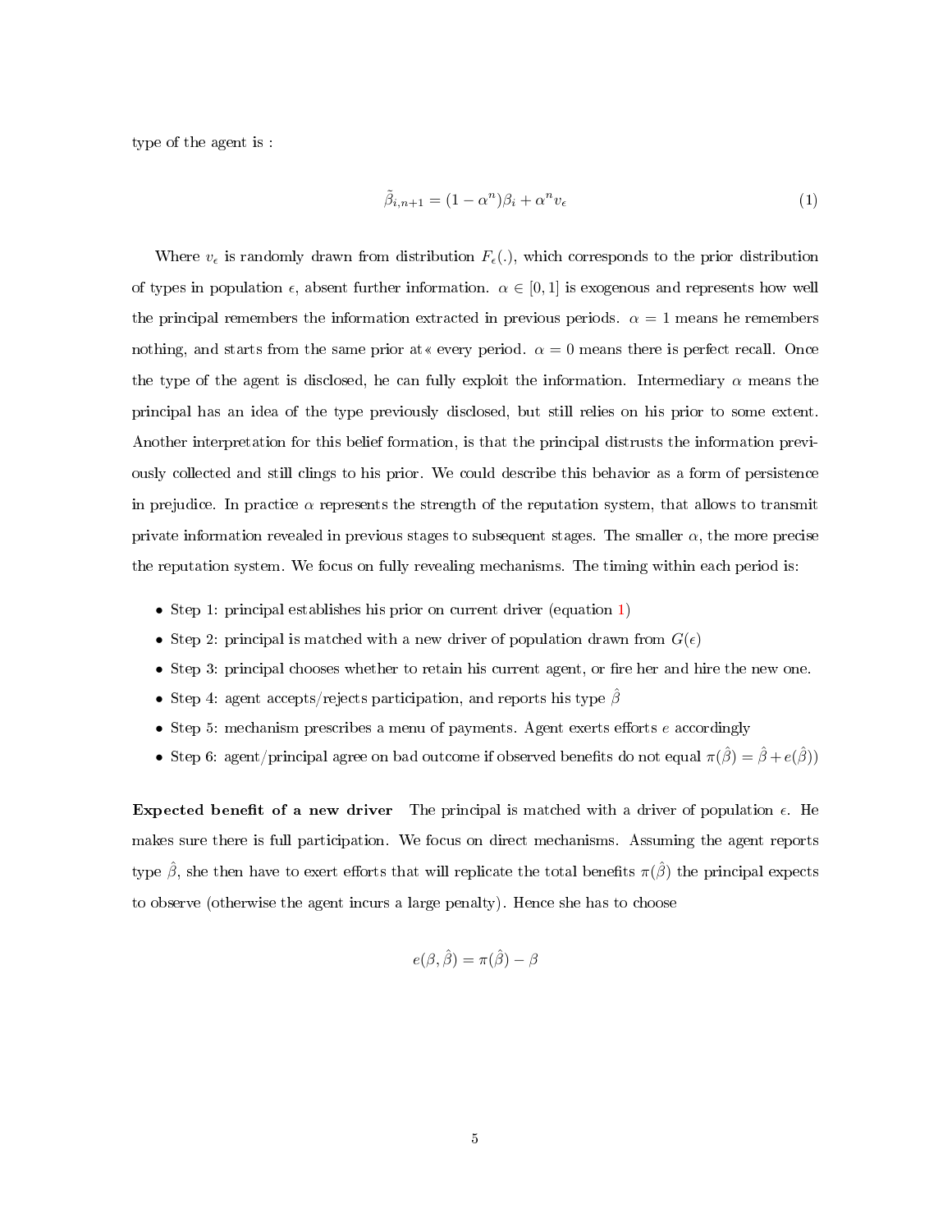type of the agent is :

$$\tilde{\beta}_{i,n+1} = (1 - \alpha^n)\beta_i + \alpha^n v_\epsilon \tag{1}$$

Where $v_\epsilon$ is randomly drawn from distribution $F_\epsilon(.)$, which corresponds to the prior distribution of types in population $\epsilon$, absent further information. $\alpha \in [0, 1]$ is exogenous and represents how well the principal remembers the information extracted in previous periods. $\alpha = 1$ means he remembers nothing, and starts from the same prior at« every period. $\alpha = 0$ means there is perfect recall. Once the type of the agent is disclosed, he can fully exploit the information. Intermediary $\alpha$ means the principal has an idea of the type previously disclosed, but still relies on his prior to some extent. Another interpretation for this belief formation, is that the principal distrusts the information previously collected and still clings to his prior. We could describe this behavior as a form of persistence in prejudice. In practice $\alpha$ represents the strength of the reputation system, that allows to transmit private information revealed in previous stages to subsequent stages. The smaller $\alpha$, the more precise the reputation system. We focus on fully revealing mechanisms. The timing within each period is:

- Step 1: principal establishes his prior on current driver (equation 1)
- Step 2: principal is matched with a new driver of population drawn from $G(\epsilon)$
- Step 3: principal chooses whether to retain his current agent, or fire her and hire the new one.
- Step 4: agent accepts/rejects participation, and reports his type $\hat{\beta}$
- Step 5: mechanism prescribes a menu of payments. Agent exerts efforts $e$ accordingly
- Step 6: agent/principal agree on bad outcome if observed benefits do not equal $\pi(\hat{\beta}) = \hat{\beta} + e(\hat{\beta})$)

**Expected benefit of a new driver** The principal is matched with a driver of population $\epsilon$. He makes sure there is full participation. We focus on direct mechanisms. Assuming the agent reports type $\hat{\beta}$, she then have to exert efforts that will replicate the total benefits $\pi(\hat{\beta})$ the principal expects to observe (otherwise the agent incurs a large penalty). Hence she has to choose

$$e(\beta, \hat{\beta}) = \pi(\hat{\beta}) - \beta$$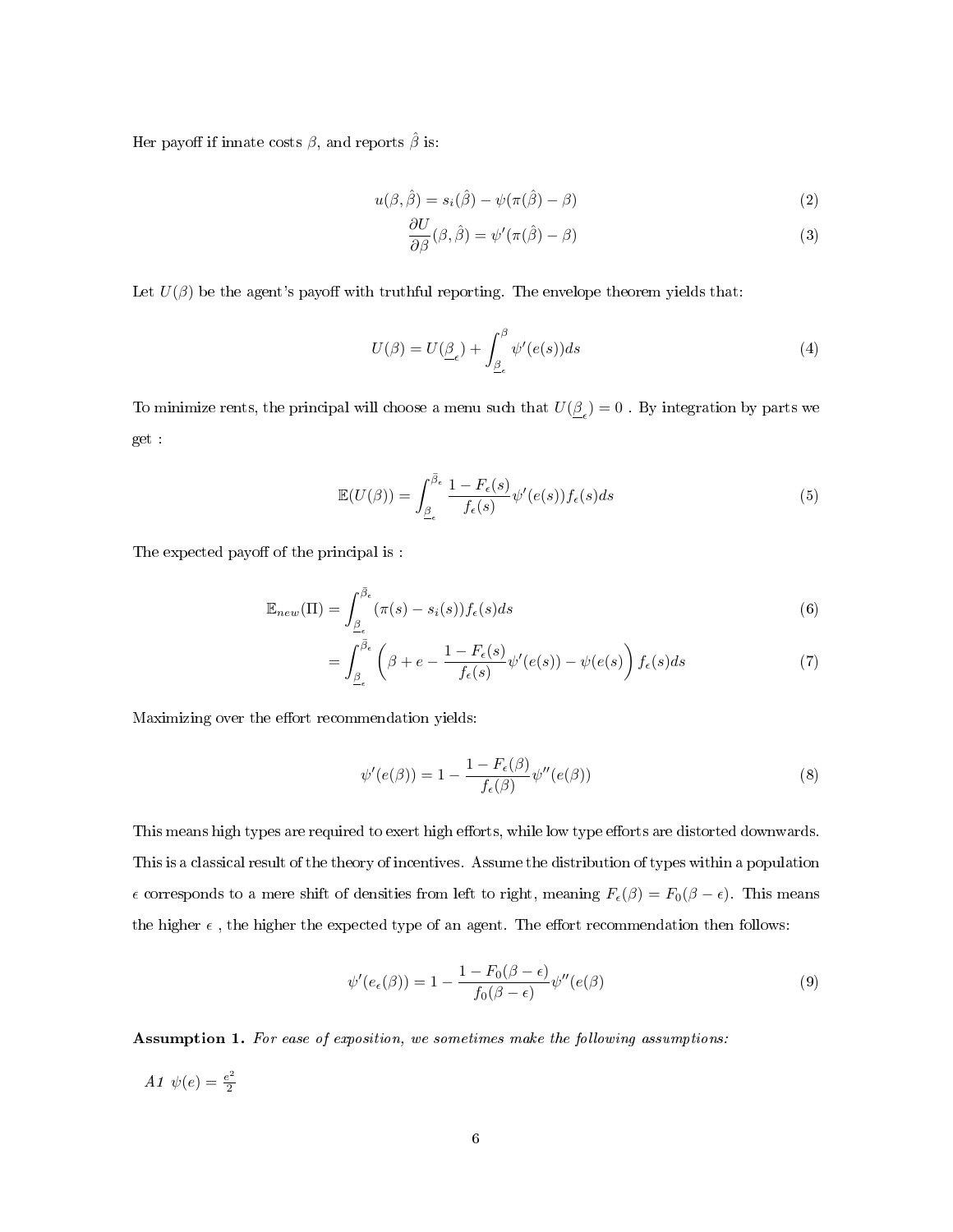Her payoff if innate costs $\beta$, and reports $\hat{\beta}$ is:

$$u(\beta, \hat{\beta}) = s_i(\hat{\beta}) - \psi(\pi(\hat{\beta}) - \beta) \tag{2}$$

$$\frac{\partial U}{\partial \beta}(\beta, \hat{\beta}) = \psi'(\pi(\hat{\beta}) - \beta) \tag{3}$$

Let $U(\beta)$ be the agent's payoff with truthful reporting. The envelope theorem yields that:

$$U(\beta) = U(\underline{\beta}_{\epsilon}) + \int_{\underline{\beta}_{\epsilon}}^{\beta} \psi'(e(s))ds \tag{4}$$

To minimize rents, the principal will choose a menu such that $U(\underline{\beta}_{\epsilon}) = 0$ . By integration by parts we get :

$$\mathbb{E}(U(\beta)) = \int_{\underline{\beta}_{\epsilon}}^{\bar{\beta}_{\epsilon}} \frac{1 - F_{\epsilon}(s)}{f_{\epsilon}(s)} \psi'(e(s)) f_{\epsilon}(s) ds \tag{5}$$

The expected payoff of the principal is :

$$\mathbb{E}_{new}(\Pi) = \int_{\underline{\beta}_{\epsilon}}^{\bar{\beta}_{\epsilon}} (\pi(s) - s_i(s)) f_{\epsilon}(s) ds \tag{6}$$

$$= \int_{\underline{\beta}_{\epsilon}}^{\bar{\beta}_{\epsilon}} \left( \beta + e - \frac{1 - F_{\epsilon}(s)}{f_{\epsilon}(s)} \psi'(e(s)) - \psi(e(s)) \right) f_{\epsilon}(s) ds \tag{7}$$

Maximizing over the effort recommendation yields:

$$\psi'(e(\beta)) = 1 - \frac{1 - F_{\epsilon}(\beta)}{f_{\epsilon}(\beta)} \psi''(e(\beta)) \tag{8}$$

This means high types are required to exert high efforts, while low type efforts are distorted downwards. This is a classical result of the theory of incentives. Assume the distribution of types within a population $\epsilon$ corresponds to a mere shift of densities from left to right, meaning $F_{\epsilon}(\beta) = F_0(\beta - \epsilon)$. This means the higher $\epsilon$ , the higher the expected type of an agent. The effort recommendation then follows:

$$\psi'(e_{\epsilon}(\beta)) = 1 - \frac{1 - F_0(\beta - \epsilon)}{f_0(\beta - \epsilon)} \psi''(e(\beta) \tag{9}$$

**Assumption 1.** *For ease of exposition, we sometimes make the following assumptions:*

*A1* $\psi(e) = \frac{e^2}{2}$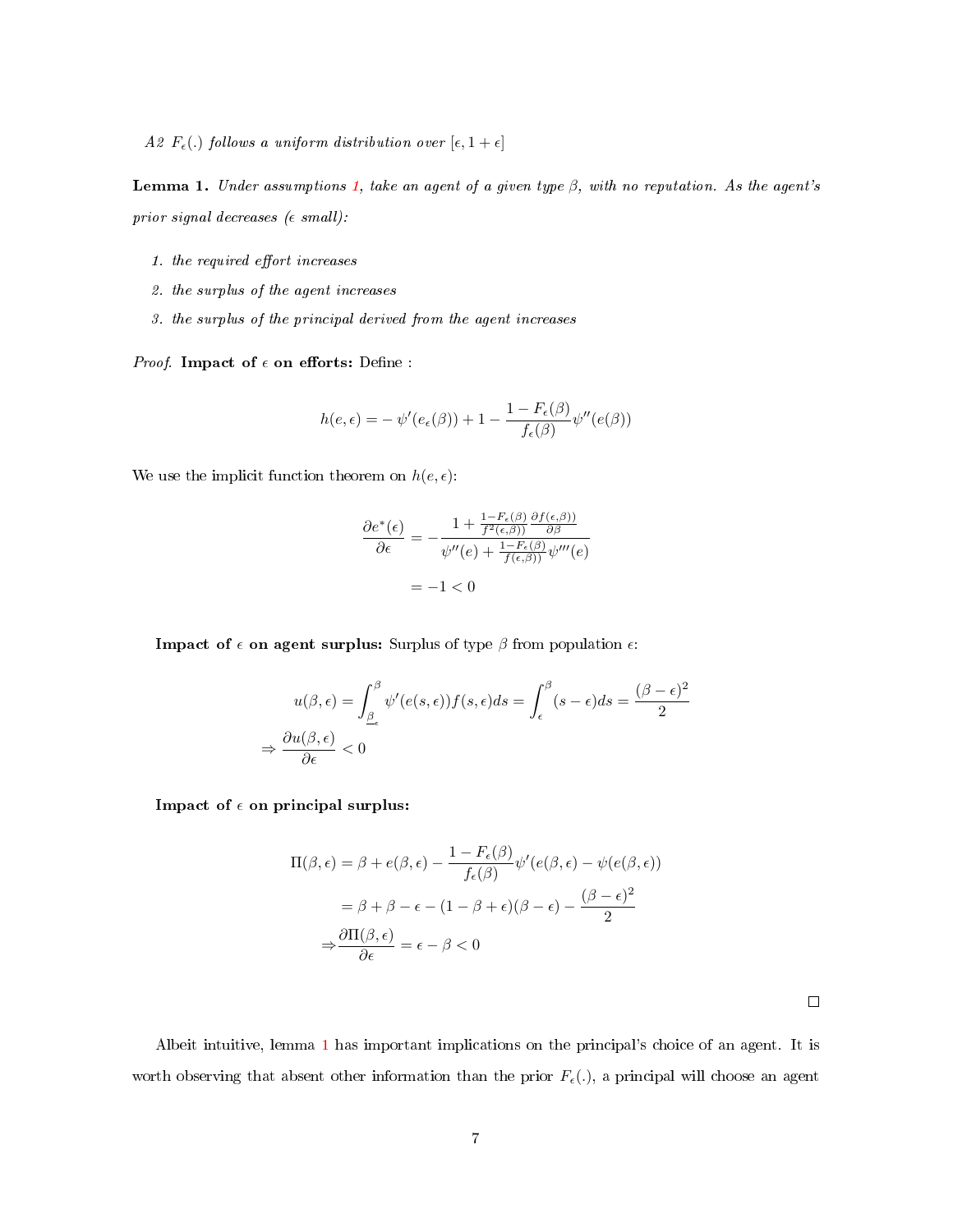*A2 $F_\epsilon(.)$ follows a uniform distribution over $[\epsilon, 1+\epsilon]$*

**Lemma 1.** *Under assumptions 1, take an agent of a given type $\beta$, with no reputation. As the agent's prior signal decreases ($\epsilon$ small):*

1. *the required effort increases*
2. *the surplus of the agent increases*
3. *the surplus of the principal derived from the agent increases*

*Proof.* **Impact of $\epsilon$ on efforts:** Define :

$$h(e,\epsilon) = -\psi'(e_\epsilon(\beta)) + 1 - \frac{1-F_\epsilon(\beta)}{f_\epsilon(\beta)}\psi''(e(\beta))$$

We use the implicit function theorem on $h(e,\epsilon)$:

$$\begin{aligned}
\frac{\partial e^*(\epsilon)}{\partial \epsilon} &= -\frac{1 + \frac{1-F_\epsilon(\beta)}{f^2(\epsilon,\beta))}\frac{\partial f(\epsilon,\beta))}{\partial \beta}}{\psi''(e) + \frac{1-F_\epsilon(\beta)}{f(\epsilon,\beta))}\psi'''(e)} \\
&= -1 < 0
\end{aligned}$$

**Impact of $\epsilon$ on agent surplus:** Surplus of type $\beta$ from population $\epsilon$:

$$\begin{aligned}
u(\beta,\epsilon) &= \int_{\underline{\beta}_\epsilon}^{\beta} \psi'(e(s,\epsilon))f(s,\epsilon)ds = \int_{\epsilon}^{\beta}(s-\epsilon)ds = \frac{(\beta-\epsilon)^2}{2} \\
\Rightarrow \frac{\partial u(\beta,\epsilon)}{\partial \epsilon} &< 0
\end{aligned}$$

**Impact of $\epsilon$ on principal surplus:**

$$\begin{aligned}
\Pi(\beta,\epsilon) &= \beta + e(\beta,\epsilon) - \frac{1-F_\epsilon(\beta)}{f_\epsilon(\beta)}\psi'(e(\beta,\epsilon) - \psi(e(\beta,\epsilon)) \\
&= \beta + \beta - \epsilon - (1-\beta+\epsilon)(\beta-\epsilon) - \frac{(\beta-\epsilon)^2}{2} \\
\Rightarrow & \frac{\partial \Pi(\beta,\epsilon)}{\partial \epsilon} = \epsilon - \beta < 0
\end{aligned}$$

□

Albeit intuitive, lemma 1 has important implications on the principal's choice of an agent. It is worth observing that absent other information than the prior $F_\epsilon(.)$, a principal will choose an agent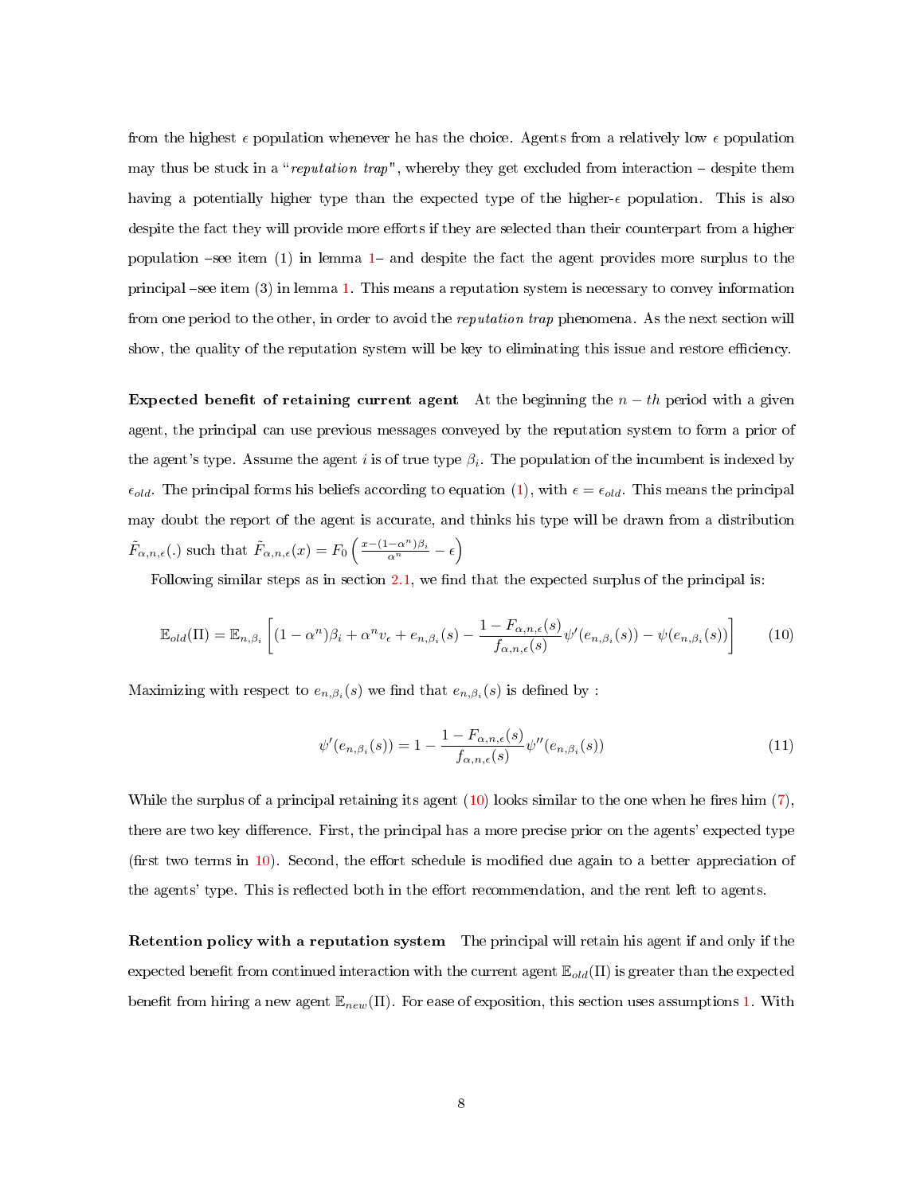from the highest $\epsilon$ population whenever he has the choice. Agents from a relatively low $\epsilon$ population may thus be stuck in a "*reputation trap*", whereby they get excluded from interaction – despite them having a potentially higher type than the expected type of the higher-$\epsilon$ population. This is also despite the fact they will provide more efforts if they are selected than their counterpart from a higher population –see item (1) in lemma 1– and despite the fact the agent provides more surplus to the principal –see item (3) in lemma 1. This means a reputation system is necessary to convey information from one period to the other, in order to avoid the *reputation trap* phenomena. As the next section will show, the quality of the reputation system will be key to eliminating this issue and restore efficiency.

**Expected benefit of retaining current agent** At the beginning the $n-th$ period with a given agent, the principal can use previous messages conveyed by the reputation system to form a prior of the agent's type. Assume the agent $i$ is of true type $\beta_i$. The population of the incumbent is indexed by $\epsilon_{old}$. The principal forms his beliefs according to equation (1), with $\epsilon = \epsilon_{old}$. This means the principal may doubt the report of the agent is accurate, and thinks his type will be drawn from a distribution $\tilde{F}_{\alpha,n,\epsilon}(.)$ such that $\tilde{F}_{\alpha,n,\epsilon}(x) = F_0\left(\frac{x-(1-\alpha^n)\beta_i}{\alpha^n} - \epsilon\right)$

Following similar steps as in section 2.1, we find that the expected surplus of the principal is:

$$\mathbb{E}_{old}(\Pi) = \mathbb{E}_{n,\beta_i}\left[(1-\alpha^n)\beta_i + \alpha^n v_\epsilon + e_{n,\beta_i}(s) - \frac{1-F_{\alpha,n,\epsilon}(s)}{f_{\alpha,n,\epsilon}(s)}\psi'(e_{n,\beta_i}(s)) - \psi(e_{n,\beta_i}(s))\right] \tag{10}$$

Maximizing with respect to $e_{n,\beta_i}(s)$ we find that $e_{n,\beta_i}(s)$ is defined by :

$$\psi'(e_{n,\beta_i}(s)) = 1 - \frac{1-F_{\alpha,n,\epsilon}(s)}{f_{\alpha,n,\epsilon}(s)}\psi''(e_{n,\beta_i}(s)) \tag{11}$$

While the surplus of a principal retaining its agent (10) looks similar to the one when he fires him (7), there are two key difference. First, the principal has a more precise prior on the agents' expected type (first two terms in 10). Second, the effort schedule is modified due again to a better appreciation of the agents' type. This is reflected both in the effort recommendation, and the rent left to agents.

**Retention policy with a reputation system** The principal will retain his agent if and only if the expected benefit from continued interaction with the current agent $\mathbb{E}_{old}(\Pi)$ is greater than the expected benefit from hiring a new agent $\mathbb{E}_{new}(\Pi)$. For ease of exposition, this section uses assumptions 1. With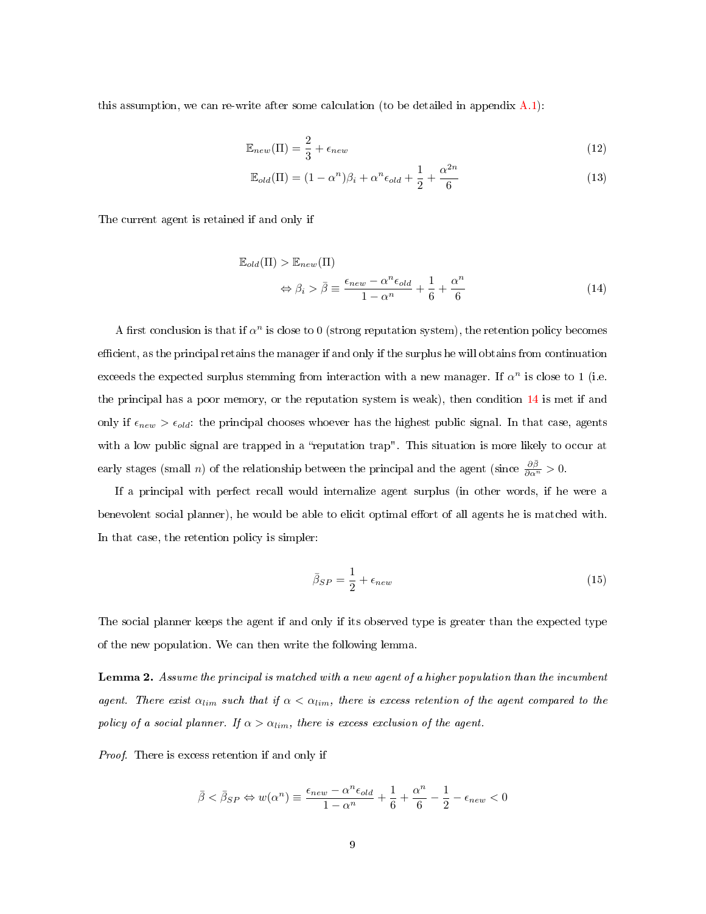this assumption, we can re-write after some calculation (to be detailed in appendix A.1):

$$\mathbb{E}_{new}(\Pi) = \frac{2}{3} + \epsilon_{new} \tag{12}$$

$$\mathbb{E}_{old}(\Pi) = (1-\alpha^n)\beta_i + \alpha^n \epsilon_{old} + \frac{1}{2} + \frac{\alpha^{2n}}{6} \tag{13}$$

The current agent is retained if and only if

$$\begin{aligned} &\mathbb{E}_{old}(\Pi) > \mathbb{E}_{new}(\Pi) \\ &\quad \Leftrightarrow \beta_i > \bar{\beta} \equiv \frac{\epsilon_{new} - \alpha^n \epsilon_{old}}{1-\alpha^n} + \frac{1}{6} + \frac{\alpha^n}{6} \end{aligned} \tag{14}$$

A first conclusion is that if $\alpha^n$ is close to 0 (strong reputation system), the retention policy becomes efficient, as the principal retains the manager if and only if the surplus he will obtains from continuation exceeds the expected surplus stemming from interaction with a new manager. If $\alpha^n$ is close to 1 (i.e. the principal has a poor memory, or the reputation system is weak), then condition 14 is met if and only if $\epsilon_{new} > \epsilon_{old}$: the principal chooses whoever has the highest public signal. In that case, agents with a low public signal are trapped in a "reputation trap". This situation is more likely to occur at early stages (small $n$) of the relationship between the principal and the agent (since $\frac{\partial \bar{\beta}}{\partial \alpha^n} > 0$.

If a principal with perfect recall would internalize agent surplus (in other words, if he were a benevolent social planner), he would be able to elicit optimal effort of all agents he is matched with. In that case, the retention policy is simpler:

$$\bar{\beta}_{SP} = \frac{1}{2} + \epsilon_{new} \tag{15}$$

The social planner keeps the agent if and only if its observed type is greater than the expected type of the new population. We can then write the following lemma.

**Lemma 2.** *Assume the principal is matched with a new agent of a higher population than the incumbent agent. There exist $\alpha_{lim}$ such that if $\alpha < \alpha_{lim}$, there is excess retention of the agent compared to the policy of a social planner. If $\alpha > \alpha_{lim}$, there is excess exclusion of the agent.*

*Proof.* There is excess retention if and only if

$$\bar{\beta} < \bar{\beta}_{SP} \Leftrightarrow w(\alpha^n) \equiv \frac{\epsilon_{new} - \alpha^n \epsilon_{old}}{1-\alpha^n} + \frac{1}{6} + \frac{\alpha^n}{6} - \frac{1}{2} - \epsilon_{new} < 0$$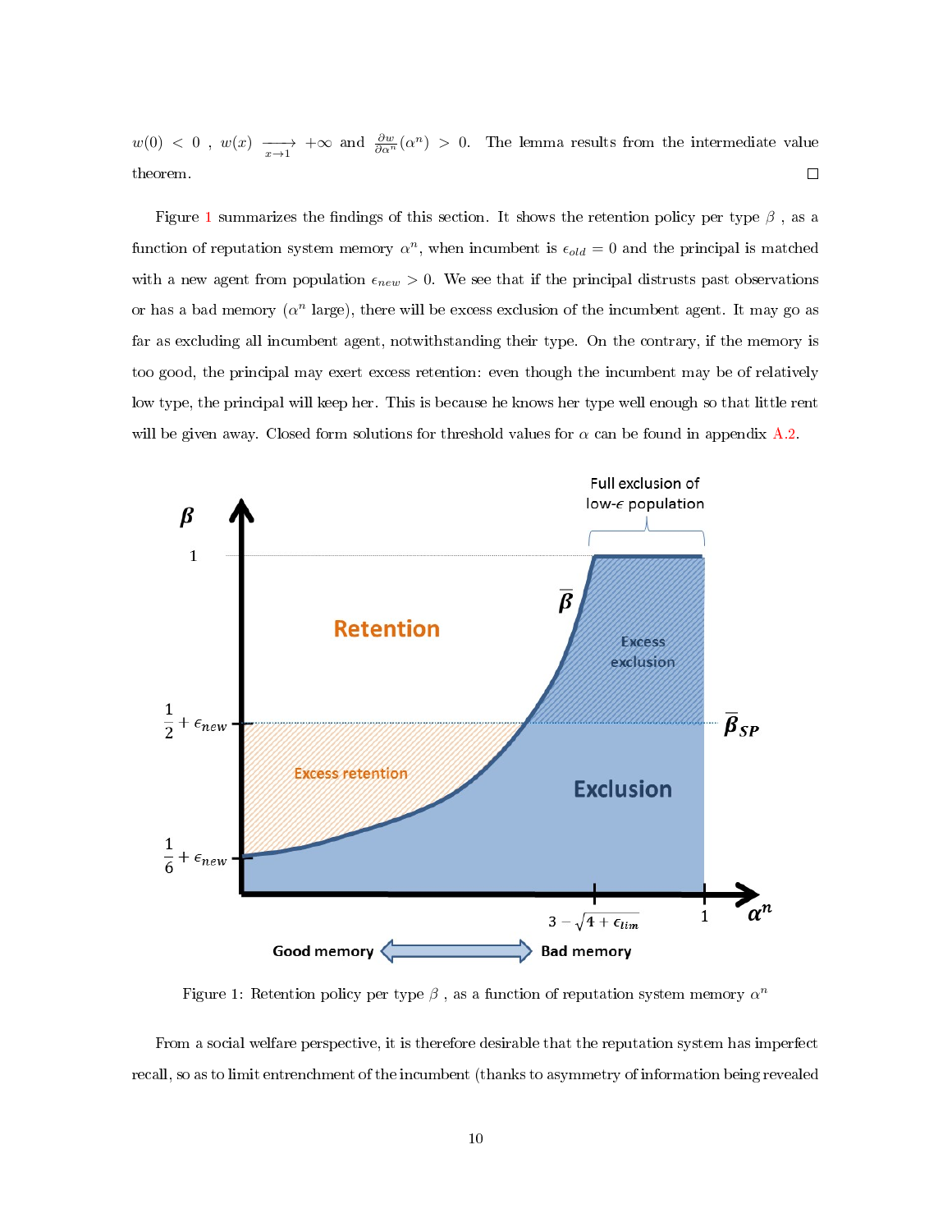$w(0) < 0$ , $w(x) \underset{x \to 1}{\longrightarrow} +\infty$ and $\frac{\partial w}{\partial \alpha^n}(\alpha^n) > 0$. The lemma results from the intermediate value theorem. □

Figure 1 summarizes the findings of this section. It shows the retention policy per type $\beta$ , as a function of reputation system memory $\alpha^n$, when incumbent is $\epsilon_{old} = 0$ and the principal is matched with a new agent from population $\epsilon_{new} > 0$. We see that if the principal distrusts past observations or has a bad memory ($\alpha^n$ large), there will be excess exclusion of the incumbent agent. It may go as far as excluding all incumbent agent, notwithstanding their type. On the contrary, if the memory is too good, the principal may exert excess retention: even though the incumbent may be of relatively low type, the principal will keep her. This is because he knows her type well enough so that little rent will be given away. Closed form solutions for threshold values for $\alpha$ can be found in appendix A.2.

Figure 1: Retention policy per type $\beta$ , as a function of reputation system memory $\alpha^n$

From a social welfare perspective, it is therefore desirable that the reputation system has imperfect recall, so as to limit entrenchment of the incumbent (thanks to asymmetry of information being revealed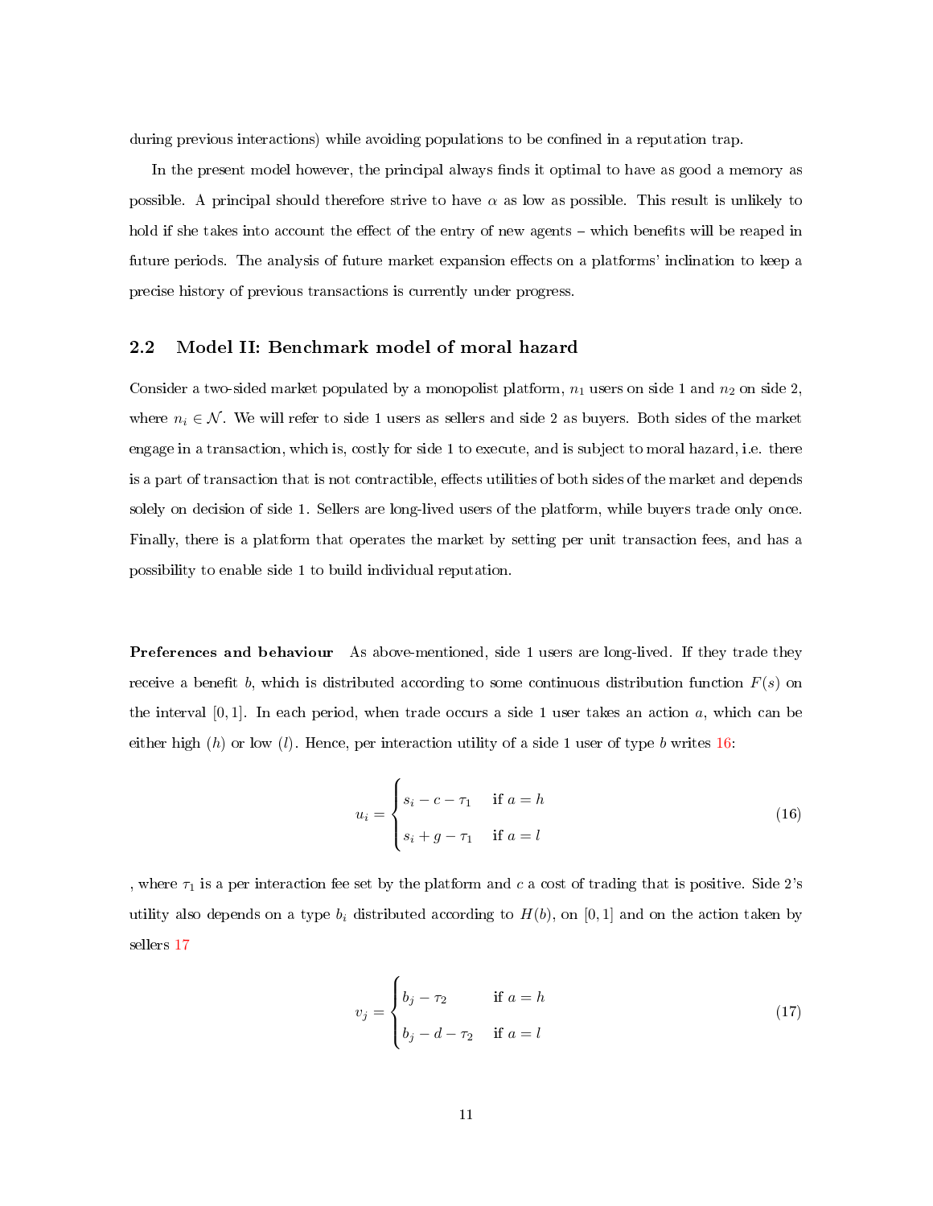during previous interactions) while avoiding populations to be confined in a reputation trap.

In the present model however, the principal always finds it optimal to have as good a memory as possible. A principal should therefore strive to have $\alpha$ as low as possible. This result is unlikely to hold if she takes into account the effect of the entry of new agents – which benefits will be reaped in future periods. The analysis of future market expansion effects on a platforms' inclination to keep a precise history of previous transactions is currently under progress.

## 2.2 Model II: Benchmark model of moral hazard

Consider a two-sided market populated by a monopolist platform, $n_1$ users on side 1 and $n_2$ on side 2, where $n_i \in \mathcal{N}$. We will refer to side 1 users as sellers and side 2 as buyers. Both sides of the market engage in a transaction, which is, costly for side 1 to execute, and is subject to moral hazard, i.e. there is a part of transaction that is not contractible, effects utilities of both sides of the market and depends solely on decision of side 1. Sellers are long-lived users of the platform, while buyers trade only once. Finally, there is a platform that operates the market by setting per unit transaction fees, and has a possibility to enable side 1 to build individual reputation.

**Preferences and behaviour** As above-mentioned, side 1 users are long-lived. If they trade they receive a benefit $b$, which is distributed according to some continuous distribution function $F(s)$ on the interval $[0, 1]$. In each period, when trade occurs a side 1 user takes an action $a$, which can be either high ($h$) or low ($l$). Hence, per interaction utility of a side 1 user of type $b$ writes 16:

$$u_i = \begin{cases} s_i - c - \tau_1 & \text{if } a = h \\ s_i + g - \tau_1 & \text{if } a = l \end{cases} \tag{16}$$

, where $\tau_1$ is a per interaction fee set by the platform and $c$ a cost of trading that is positive. Side 2's utility also depends on a type $b_i$ distributed according to $H(b)$, on $[0, 1]$ and on the action taken by sellers 17

$$v_j = \begin{cases} b_j - \tau_2 & \text{if } a = h \\ b_j - d - \tau_2 & \text{if } a = l \end{cases} \tag{17}$$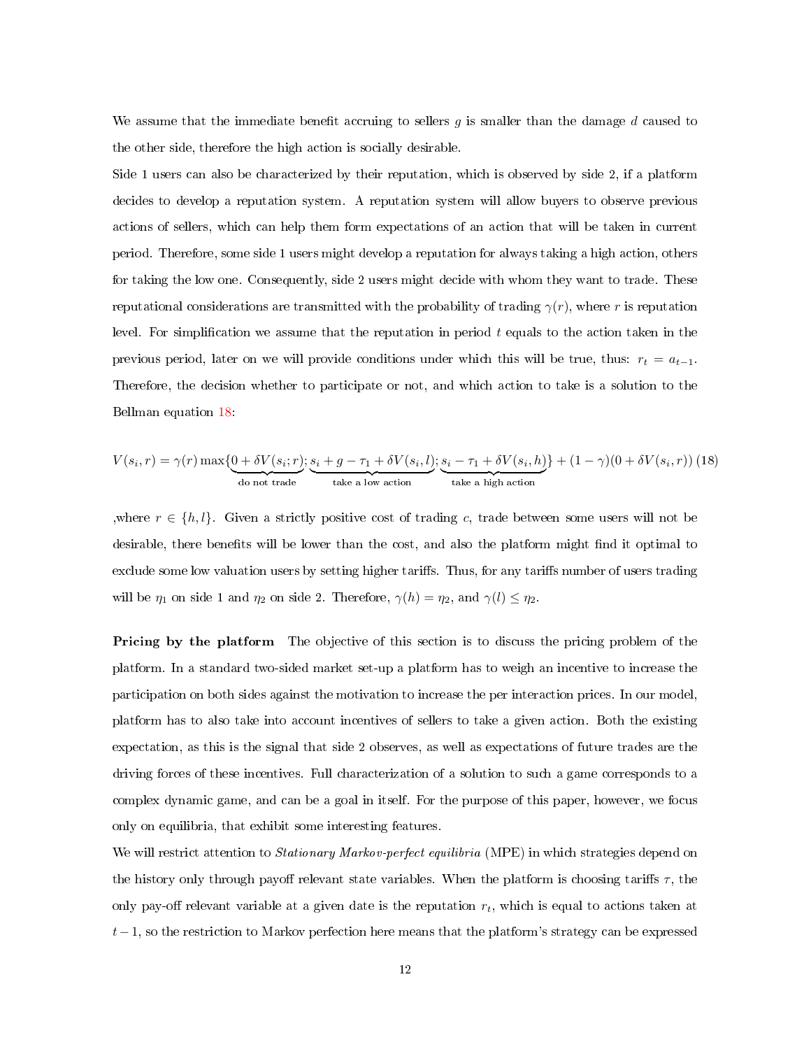We assume that the immediate benefit accruing to sellers $g$ is smaller than the damage $d$ caused to the other side, therefore the high action is socially desirable.

Side 1 users can also be characterized by their reputation, which is observed by side 2, if a platform decides to develop a reputation system. A reputation system will allow buyers to observe previous actions of sellers, which can help them form expectations of an action that will be taken in current period. Therefore, some side 1 users might develop a reputation for always taking a high action, others for taking the low one. Consequently, side 2 users might decide with whom they want to trade. These reputational considerations are transmitted with the probability of trading $\gamma(r)$, where $r$ is reputation level. For simplification we assume that the reputation in period $t$ equals to the action taken in the previous period, later on we will provide conditions under which this will be true, thus: $r_t = a_{t-1}$. Therefore, the decision whether to participate or not, and which action to take is a solution to the Bellman equation 18:

$$V(s_i, r) = \gamma(r) \max\{\underbrace{0 + \delta V(s_i; r)}_{\text{do not trade}}; \underbrace{s_i + g - \tau_1 + \delta V(s_i, l)}_{\text{take a low action}}; \underbrace{s_i - \tau_1 + \delta V(s_i, h)}_{\text{take a high action}}\} + (1-\gamma)(0 + \delta V(s_i, r)) \tag{18}$$

,where $r \in \{h, l\}$. Given a strictly positive cost of trading $c$, trade between some users will not be desirable, there benefits will be lower than the cost, and also the platform might find it optimal to exclude some low valuation users by setting higher tariffs. Thus, for any tariffs number of users trading will be $\eta_1$ on side 1 and $\eta_2$ on side 2. Therefore, $\gamma(h) = \eta_2$, and $\gamma(l) \leq \eta_2$.

**Pricing by the platform** The objective of this section is to discuss the pricing problem of the platform. In a standard two-sided market set-up a platform has to weigh an incentive to increase the participation on both sides against the motivation to increase the per interaction prices. In our model, platform has to also take into account incentives of sellers to take a given action. Both the existing expectation, as this is the signal that side 2 observes, as well as expectations of future trades are the driving forces of these incentives. Full characterization of a solution to such a game corresponds to a complex dynamic game, and can be a goal in itself. For the purpose of this paper, however, we focus only on equilibria, that exhibit some interesting features.

We will restrict attention to *Stationary Markov-perfect equilibria* (MPE) in which strategies depend on the history only through payoff relevant state variables. When the platform is choosing tariffs $\tau$, the only pay-off relevant variable at a given date is the reputation $r_t$, which is equal to actions taken at $t-1$, so the restriction to Markov perfection here means that the platform's strategy can be expressed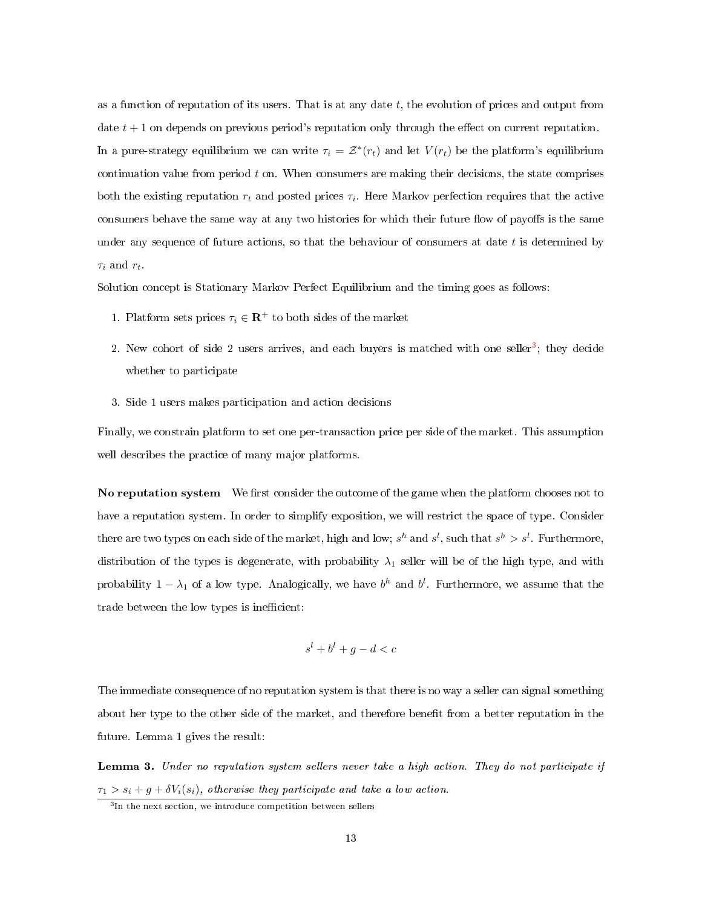as a function of reputation of its users. That is at any date $t$, the evolution of prices and output from date $t+1$ on depends on previous period's reputation only through the effect on current reputation. In a pure-strategy equilibrium we can write $\tau_i = \mathcal{Z}^*(r_t)$ and let $V(r_t)$ be the platform's equilibrium continuation value from period $t$ on. When consumers are making their decisions, the state comprises both the existing reputation $r_t$ and posted prices $\tau_i$. Here Markov perfection requires that the active consumers behave the same way at any two histories for which their future flow of payoffs is the same under any sequence of future actions, so that the behaviour of consumers at date $t$ is determined by $\tau_i$ and $r_t$.

Solution concept is Stationary Markov Perfect Equilibrium and the timing goes as follows:

1. Platform sets prices $\tau_i \in \mathbf{R}^+$ to both sides of the market
2. New cohort of side 2 users arrives, and each buyers is matched with one seller[3]; they decide whether to participate
3. Side 1 users makes participation and action decisions

Finally, we constrain platform to set one per-transaction price per side of the market. This assumption well describes the practice of many major platforms.

**No reputation system** We first consider the outcome of the game when the platform chooses not to have a reputation system. In order to simplify exposition, we will restrict the space of type. Consider there are two types on each side of the market, high and low; $s^h$ and $s^l$, such that $s^h > s^l$. Furthermore, distribution of the types is degenerate, with probability $\lambda_1$ seller will be of the high type, and with probability $1 - \lambda_1$ of a low type. Analogically, we have $b^h$ and $b^l$. Furthermore, we assume that the trade between the low types is inefficient:

$$s^l + b^l + g - d < c$$

The immediate consequence of no reputation system is that there is no way a seller can signal something about her type to the other side of the market, and therefore benefit from a better reputation in the future. Lemma 1 gives the result:

**Lemma 3.** *Under no reputation system sellers never take a high action. They do not participate if $\tau_1 > s_i + g + \delta V_i(s_i)$, otherwise they participate and take a low action.*

[3] In the next section, we introduce competition between sellers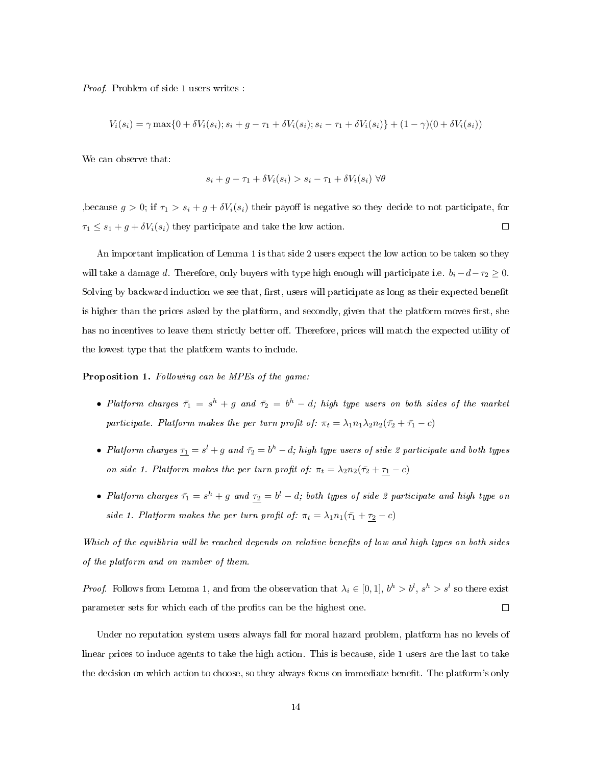*Proof.* Problem of side 1 users writes :

$$V_i(s_i) = \gamma \max\{0 + \delta V_i(s_i); s_i + g - \tau_1 + \delta V_i(s_i); s_i - \tau_1 + \delta V_i(s_i)\} + (1-\gamma)(0 + \delta V_i(s_i))$$

We can observe that:

$$s_i + g - \tau_1 + \delta V_i(s_i) > s_i - \tau_1 + \delta V_i(s_i) \ \forall \theta$$

,because $g > 0$; if $\tau_1 > s_i + g + \delta V_i(s_i)$ their payoff is negative so they decide to not participate, for $\tau_1 \leq s_1 + g + \delta V_i(s_i)$ they participate and take the low action. $\square$

An important implication of Lemma 1 is that side 2 users expect the low action to be taken so they will take a damage $d$. Therefore, only buyers with type high enough will participate i.e. $b_i - d - \tau_2 \geq 0$. Solving by backward induction we see that, first, users will participate as long as their expected benefit is higher than the prices asked by the platform, and secondly, given that the platform moves first, she has no incentives to leave them strictly better off. Therefore, prices will match the expected utility of the lowest type that the platform wants to include.

**Proposition 1.** *Following can be MPEs of the game:*

- *Platform charges $\bar{\tau_1} = s^h + g$ and $\bar{\tau_2} = b^h - d$; high type users on both sides of the market participate. Platform makes the per turn profit of: $\pi_t = \lambda_1 n_1 \lambda_2 n_2 (\bar{\tau_2} + \bar{\tau_1} - c)$*
- *Platform charges $\underline{\tau_1} = s^l + g$ and $\bar{\tau_2} = b^h - d$; high type users of side 2 participate and both types on side 1. Platform makes the per turn profit of: $\pi_t = \lambda_2 n_2 (\bar{\tau_2} + \underline{\tau_1} - c)$*
- *Platform charges $\bar{\tau_1} = s^h + g$ and $\underline{\tau_2} = b^l - d$; both types of side 2 participate and high type on side 1. Platform makes the per turn profit of: $\pi_t = \lambda_1 n_1 (\bar{\tau_1} + \underline{\tau_2} - c)$*

*Which of the equilibria will be reached depends on relative benefits of low and high types on both sides of the platform and on number of them.*

*Proof.* Follows from Lemma 1, and from the observation that $\lambda_i \in [0, 1]$, $b^h > b^l$, $s^h > s^l$ so there exist parameter sets for which each of the profits can be the highest one. $\square$

Under no reputation system users always fall for moral hazard problem, platform has no levels of linear prices to induce agents to take the high action. This is because, side 1 users are the last to take the decision on which action to choose, so they always focus on immediate benefit. The platform's only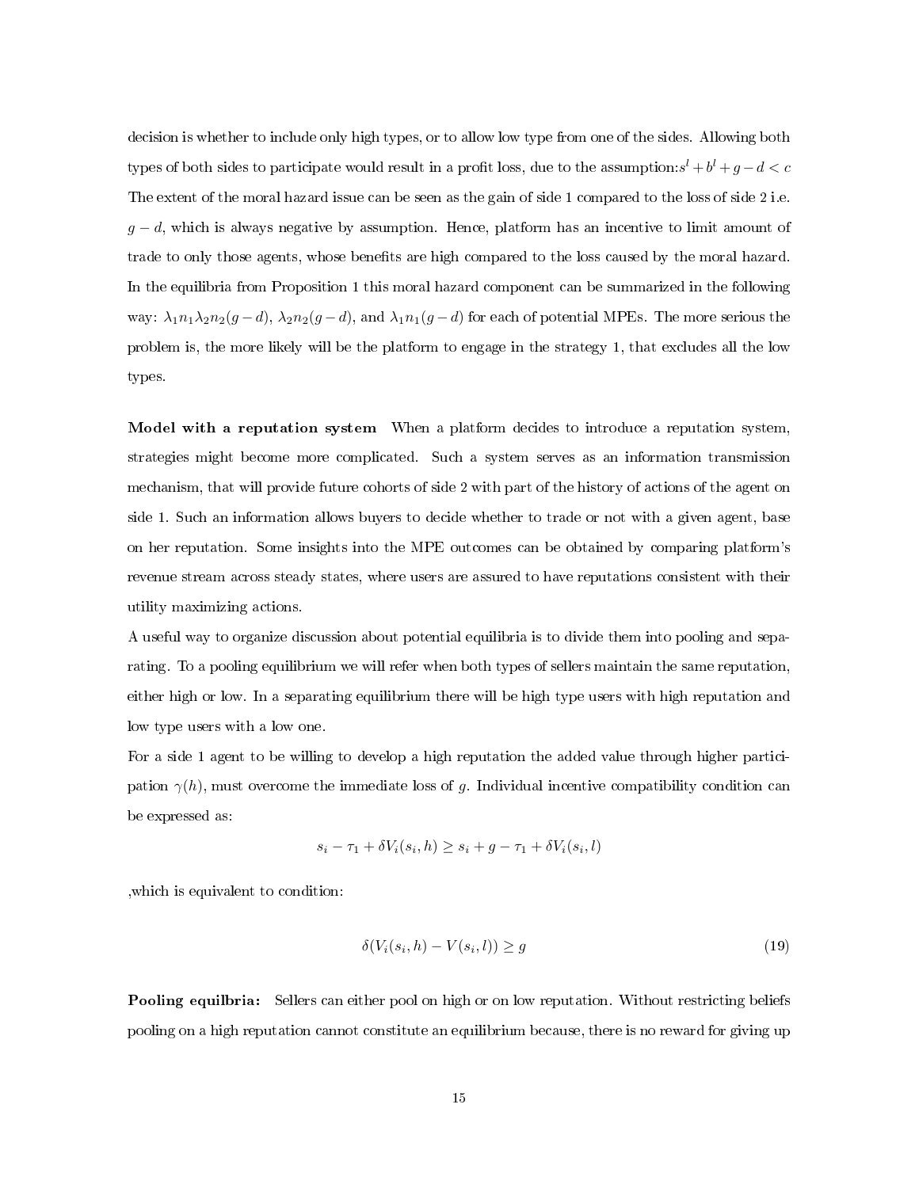decision is whether to include only high types, or to allow low type from one of the sides. Allowing both types of both sides to participate would result in a profit loss, due to the assumption:$s^l + b^l + g - d < c$ The extent of the moral hazard issue can be seen as the gain of side 1 compared to the loss of side 2 i.e. $g - d$, which is always negative by assumption. Hence, platform has an incentive to limit amount of trade to only those agents, whose benefits are high compared to the loss caused by the moral hazard. In the equilibria from Proposition 1 this moral hazard component can be summarized in the following way: $\lambda_1 n_1 \lambda_2 n_2 (g - d)$, $\lambda_2 n_2 (g - d)$, and $\lambda_1 n_1 (g - d)$ for each of potential MPEs. The more serious the problem is, the more likely will be the platform to engage in the strategy 1, that excludes all the low types.

**Model with a reputation system** When a platform decides to introduce a reputation system, strategies might become more complicated. Such a system serves as an information transmission mechanism, that will provide future cohorts of side 2 with part of the history of actions of the agent on side 1. Such an information allows buyers to decide whether to trade or not with a given agent, base on her reputation. Some insights into the MPE outcomes can be obtained by comparing platform's revenue stream across steady states, where users are assured to have reputations consistent with their utility maximizing actions.

A useful way to organize discussion about potential equilibria is to divide them into pooling and separating. To a pooling equilibrium we will refer when both types of sellers maintain the same reputation, either high or low. In a separating equilibrium there will be high type users with high reputation and low type users with a low one.

For a side 1 agent to be willing to develop a high reputation the added value through higher participation $\gamma(h)$, must overcome the immediate loss of $g$. Individual incentive compatibility condition can be expressed as:

$$s_i - \tau_1 + \delta V_i(s_i, h) \geq s_i + g - \tau_1 + \delta V_i(s_i, l)$$

,which is equivalent to condition:

$$\delta(V_i(s_i, h) - V(s_i, l)) \geq g \tag{19}$$

**Pooling equilbria:** Sellers can either pool on high or on low reputation. Without restricting beliefs pooling on a high reputation cannot constitute an equilibrium because, there is no reward for giving up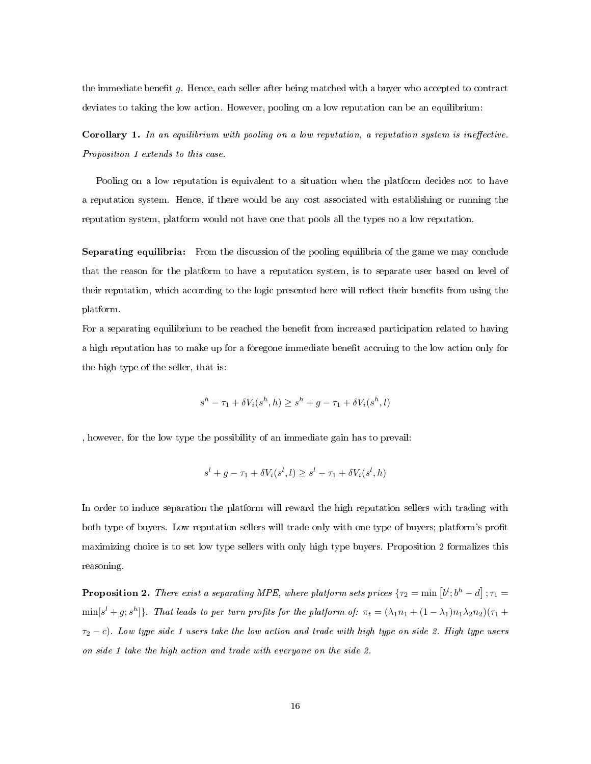the immediate benefit $g$. Hence, each seller after being matched with a buyer who accepted to contract deviates to taking the low action. However, pooling on a low reputation can be an equilibrium:

**Corollary 1.** *In an equilibrium with pooling on a low reputation, a reputation system is ineffective. Proposition 1 extends to this case.*

Pooling on a low reputation is equivalent to a situation when the platform decides not to have a reputation system. Hence, if there would be any cost associated with establishing or running the reputation system, platform would not have one that pools all the types no a low reputation.

**Separating equilibria:** From the discussion of the pooling equilibria of the game we may conclude that the reason for the platform to have a reputation system, is to separate user based on level of their reputation, which according to the logic presented here will reflect their benefits from using the platform.

For a separating equilibrium to be reached the benefit from increased participation related to having a high reputation has to make up for a foregone immediate benefit accruing to the low action only for the high type of the seller, that is:

$$s^h - \tau_1 + \delta V_i(s^h, h) \geq s^h + g - \tau_1 + \delta V_i(s^h, l)$$

, however, for the low type the possibility of an immediate gain has to prevail:

$$s^l + g - \tau_1 + \delta V_i(s^l, l) \geq s^l - \tau_1 + \delta V_i(s^l, h)$$

In order to induce separation the platform will reward the high reputation sellers with trading with both type of buyers. Low reputation sellers will trade only with one type of buyers; platform's profit maximizing choice is to set low type sellers with only high type buyers. Proposition 2 formalizes this reasoning.

**Proposition 2.** *There exist a separating MPE, where platform sets prices* $\{\tau_2 = \min\left[b^l; b^h - d\right]; \tau_1 = \min[s^l + g; s^h]\}$. *That leads to per turn profits for the platform of:* $\pi_t = (\lambda_1 n_1 + (1 - \lambda_1) n_1 \lambda_2 n_2)(\tau_1 + \tau_2 - c)$. *Low type side 1 users take the low action and trade with high type on side 2. High type users on side 1 take the high action and trade with everyone on the side 2.*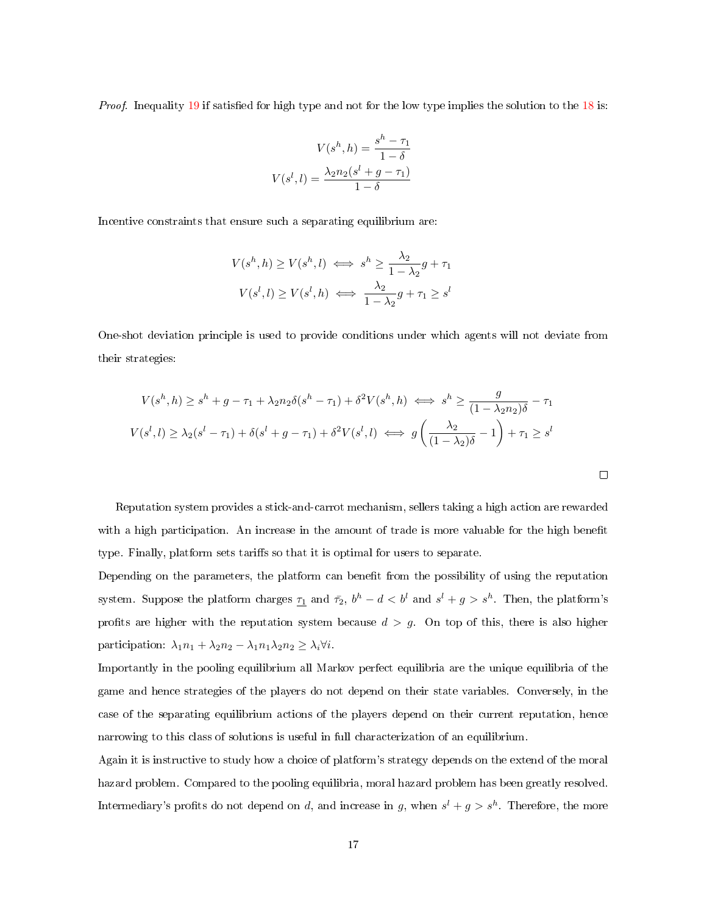*Proof.* Inequality 19 if satisfied for high type and not for the low type implies the solution to the 18 is:

$$V(s^h, h) = \frac{s^h - \tau_1}{1 - \delta}$$
$$V(s^l, l) = \frac{\lambda_2 n_2 (s^l + g - \tau_1)}{1 - \delta}$$

Incentive constraints that ensure such a separating equilibrium are:

$$V(s^h, h) \geq V(s^h, l) \iff s^h \geq \frac{\lambda_2}{1 - \lambda_2} g + \tau_1$$
$$V(s^l, l) \geq V(s^l, h) \iff \frac{\lambda_2}{1 - \lambda_2} g + \tau_1 \geq s^l$$

One-shot deviation principle is used to provide conditions under which agents will not deviate from their strategies:

$$V(s^h, h) \geq s^h + g - \tau_1 + \lambda_2 n_2 \delta (s^h - \tau_1) + \delta^2 V(s^h, h) \iff s^h \geq \frac{g}{(1 - \lambda_2 n_2)\delta} - \tau_1$$
$$V(s^l, l) \geq \lambda_2 (s^l - \tau_1) + \delta (s^l + g - \tau_1) + \delta^2 V(s^l, l) \iff g\left(\frac{\lambda_2}{(1 - \lambda_2)\delta} - 1\right) + \tau_1 \geq s^l$$

□

Reputation system provides a stick-and-carrot mechanism, sellers taking a high action are rewarded with a high participation. An increase in the amount of trade is more valuable for the high benefit type. Finally, platform sets tariffs so that it is optimal for users to separate.

Depending on the parameters, the platform can benefit from the possibility of using the reputation system. Suppose the platform charges $\underline{\tau_1}$ and $\bar{\tau}_2$, $b^h - d < b^l$ and $s^l + g > s^h$. Then, the platform's profits are higher with the reputation system because $d > g$. On top of this, there is also higher participation: $\lambda_1 n_1 + \lambda_2 n_2 - \lambda_1 n_1 \lambda_2 n_2 \geq \lambda_i \forall i$.

Importantly in the pooling equilibrium all Markov perfect equilibria are the unique equilibria of the game and hence strategies of the players do not depend on their state variables. Conversely, in the case of the separating equilibrium actions of the players depend on their current reputation, hence narrowing to this class of solutions is useful in full characterization of an equilibrium.

Again it is instructive to study how a choice of platform's strategy depends on the extend of the moral hazard problem. Compared to the pooling equilibria, moral hazard problem has been greatly resolved. Intermediary's profits do not depend on $d$, and increase in $g$, when $s^l + g > s^h$. Therefore, the more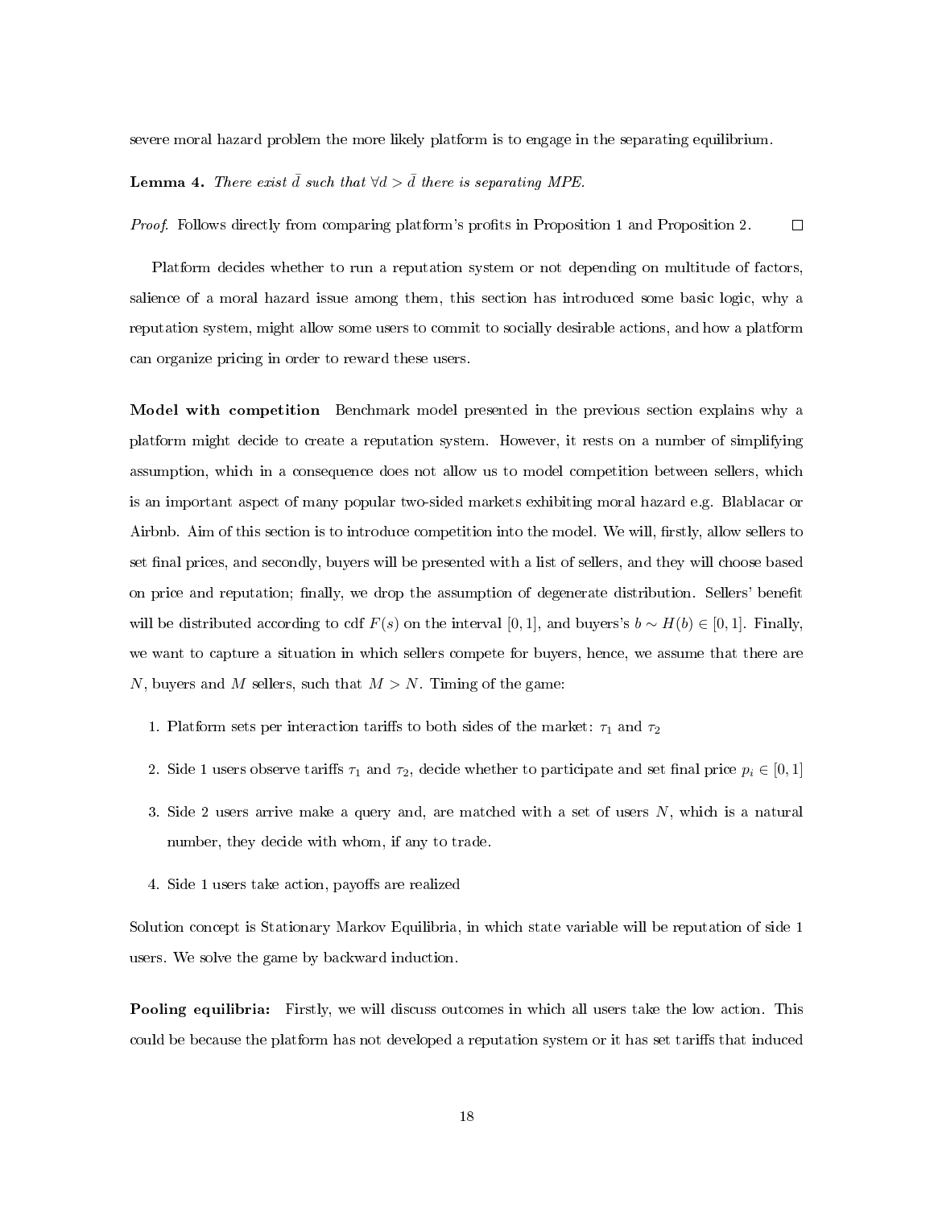severe moral hazard problem the more likely platform is to engage in the separating equilibrium.

**Lemma 4.** *There exist $\bar{d}$ such that $\forall d > \bar{d}$ there is separating MPE.*

*Proof.* Follows directly from comparing platform's profits in Proposition 1 and Proposition 2. □

Platform decides whether to run a reputation system or not depending on multitude of factors, salience of a moral hazard issue among them, this section has introduced some basic logic, why a reputation system, might allow some users to commit to socially desirable actions, and how a platform can organize pricing in order to reward these users.

**Model with competition** Benchmark model presented in the previous section explains why a platform might decide to create a reputation system. However, it rests on a number of simplifying assumption, which in a consequence does not allow us to model competition between sellers, which is an important aspect of many popular two-sided markets exhibiting moral hazard e.g. Blablacar or Airbnb. Aim of this section is to introduce competition into the model. We will, firstly, allow sellers to set final prices, and secondly, buyers will be presented with a list of sellers, and they will choose based on price and reputation; finally, we drop the assumption of degenerate distribution. Sellers' benefit will be distributed according to cdf $F(s)$ on the interval $[0, 1]$, and buyers's $b \sim H(b) \in [0, 1]$. Finally, we want to capture a situation in which sellers compete for buyers, hence, we assume that there are $N$, buyers and $M$ sellers, such that $M > N$. Timing of the game:

1. Platform sets per interaction tariffs to both sides of the market: $\tau_1$ and $\tau_2$
2. Side 1 users observe tariffs $\tau_1$ and $\tau_2$, decide whether to participate and set final price $p_i \in [0, 1]$
3. Side 2 users arrive make a query and, are matched with a set of users $N$, which is a natural number, they decide with whom, if any to trade.
4. Side 1 users take action, payoffs are realized

Solution concept is Stationary Markov Equilibria, in which state variable will be reputation of side 1 users. We solve the game by backward induction.

**Pooling equilibria:** Firstly, we will discuss outcomes in which all users take the low action. This could be because the platform has not developed a reputation system or it has set tariffs that induced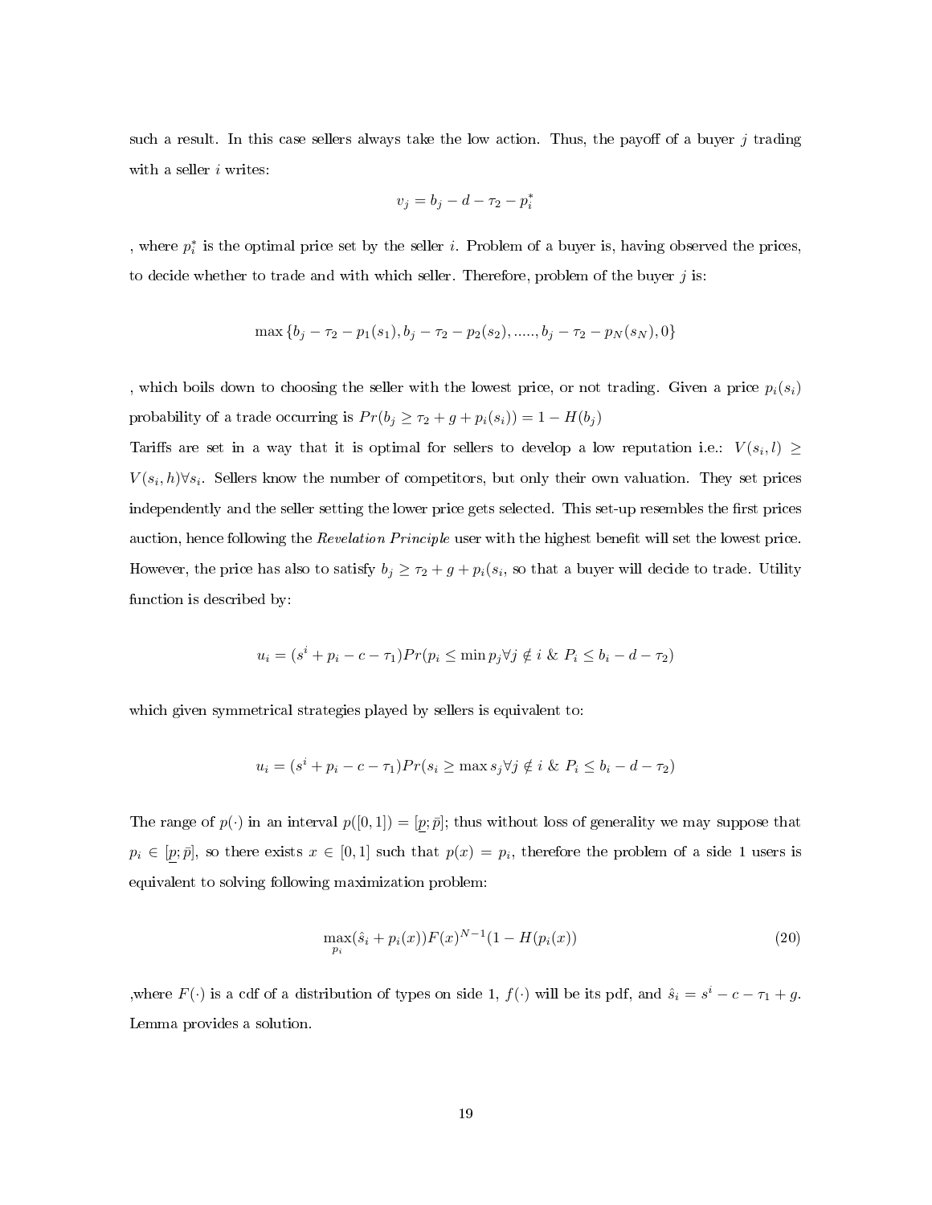such a result. In this case sellers always take the low action. Thus, the payoff of a buyer $j$ trading with a seller $i$ writes:

$$v_j = b_j - d - \tau_2 - p_i^*$$

, where $p_i^*$ is the optimal price set by the seller $i$. Problem of a buyer is, having observed the prices, to decide whether to trade and with which seller. Therefore, problem of the buyer $j$ is:

$$\max \{b_j - \tau_2 - p_1(s_1), b_j - \tau_2 - p_2(s_2), ....., b_j - \tau_2 - p_N(s_N), 0\}$$

, which boils down to choosing the seller with the lowest price, or not trading. Given a price $p_i(s_i)$ probability of a trade occurring is $Pr(b_j \geq \tau_2 + g + p_i(s_i)) = 1 - H(b_j)$

Tariffs are set in a way that it is optimal for sellers to develop a low reputation i.e.: $V(s_i, l) \geq V(s_i, h) \forall s_i$. Sellers know the number of competitors, but only their own valuation. They set prices independently and the seller setting the lower price gets selected. This set-up resembles the first prices auction, hence following the *Revelation Principle* user with the highest benefit will set the lowest price. However, the price has also to satisfy $b_j \geq \tau_2 + g + p_i(s_i$, so that a buyer will decide to trade. Utility function is described by:

$$u_i = (s^i + p_i - c - \tau_1) Pr(p_i \leq \min p_j \forall j \notin i \ \& \ P_i \leq b_i - d - \tau_2)$$

which given symmetrical strategies played by sellers is equivalent to:

$$u_i = (s^i + p_i - c - \tau_1) Pr(s_i \geq \max s_j \forall j \notin i \ \& \ P_i \leq b_i - d - \tau_2)$$

The range of $p(\cdot)$ in an interval $p([0, 1]) = [\underline{p}; \bar{p}]$; thus without loss of generality we may suppose that $p_i \in [\underline{p}; \bar{p}]$, so there exists $x \in [0, 1]$ such that $p(x) = p_i$, therefore the problem of a side 1 users is equivalent to solving following maximization problem:

$$\max_{p_i} (\hat{s}_i + p_i(x)) F(x)^{N-1} (1 - H(p_i(x))) \tag{20}$$

,where $F(\cdot)$ is a cdf of a distribution of types on side 1, $f(\cdot)$ will be its pdf, and $\hat{s}_i = s^i - c - \tau_1 + g$. Lemma provides a solution.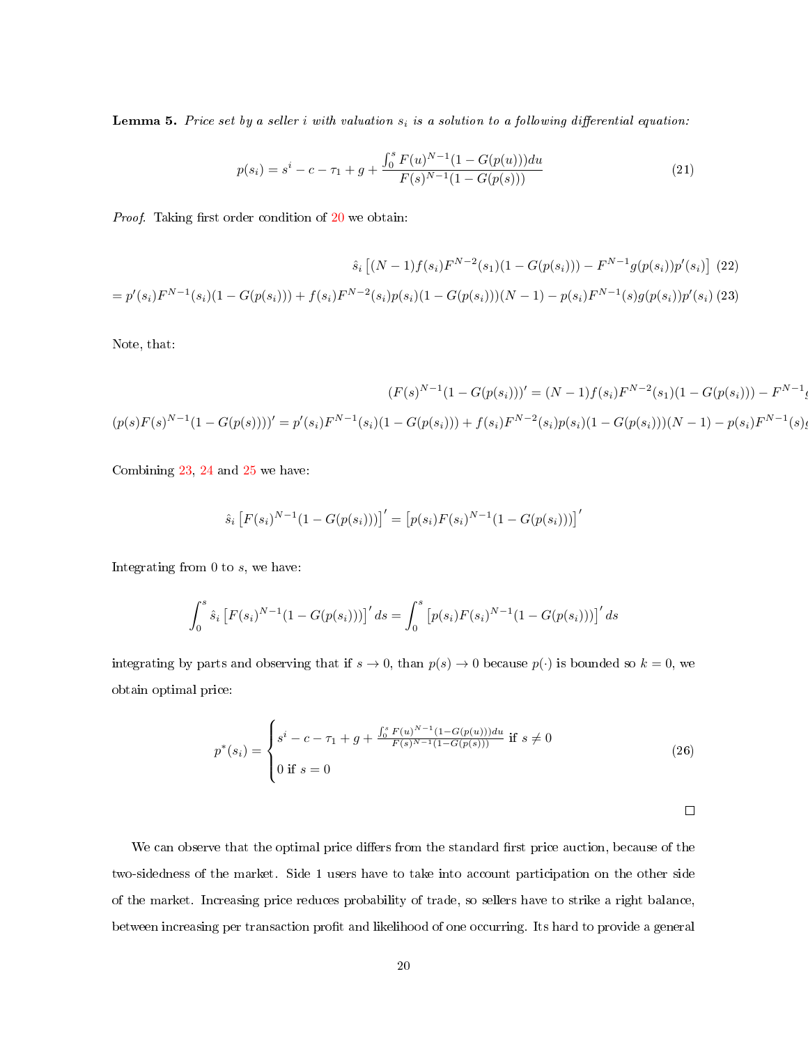**Lemma 5.** *Price set by a seller $i$ with valuation $s_i$ is a solution to a following differential equation:*

$$p(s_i) = s^i - c - \tau_1 + g + \frac{\int_0^s F(u)^{N-1}(1 - G(p(u)))du}{F(s)^{N-1}(1 - G(p(s)))} \tag{21}$$

*Proof.* Taking first order condition of 20 we obtain:

$$\hat{s}_i \left[(N-1)f(s_i)F^{N-2}(s_1)(1 - G(p(s_i))) - F^{N-1}g(p(s_i))p'(s_i)\right] \tag{22}$$

$$= p'(s_i)F^{N-1}(s_i)(1 - G(p(s_i))) + f(s_i)F^{N-2}(s_i)p(s_i)(1 - G(p(s_i)))(N-1) - p(s_i)F^{N-1}(s)g(p(s_i))p'(s_i) \tag{23}$$

Note, that:

$$(F(s)^{N-1}(1 - G(p(s_i)))' = (N-1)f(s_i)F^{N-2}(s_1)(1 - G(p(s_i))) - F^{N-1}g$$

$$(p(s)F(s)^{N-1}(1 - G(p(s))))' = p'(s_i)F^{N-1}(s_i)(1 - G(p(s_i))) + f(s_i)F^{N-2}(s_i)p(s_i)(1 - G(p(s_i)))(N-1) - p(s_i)F^{N-1}(s)g$$

Combining 23, 24 and 25 we have:

$$\hat{s}_i \left[F(s_i)^{N-1}(1 - G(p(s_i)))\right]' = \left[p(s_i)F(s_i)^{N-1}(1 - G(p(s_i)))\right]'$$

Integrating from 0 to $s$, we have:

$$\int_0^s \hat{s}_i \left[F(s_i)^{N-1}(1 - G(p(s_i)))\right]' ds = \int_0^s \left[p(s_i)F(s_i)^{N-1}(1 - G(p(s_i)))\right]' ds$$

integrating by parts and observing that if $s \to 0$, than $p(s) \to 0$ because $p(\cdot)$ is bounded so $k = 0$, we obtain optimal price:

$$p^*(s_i) = \begin{cases} s^i - c - \tau_1 + g + \frac{\int_0^s F(u)^{N-1}(1-G(p(u)))du}{F(s)^{N-1}(1-G(p(s)))} \text{ if } s \neq 0 \\ 0 \text{ if } s = 0 \end{cases} \tag{26}$$

□

We can observe that the optimal price differs from the standard first price auction, because of the two-sidedness of the market. Side 1 users have to take into account participation on the other side of the market. Increasing price reduces probability of trade, so sellers have to strike a right balance, between increasing per transaction profit and likelihood of one occurring. Its hard to provide a general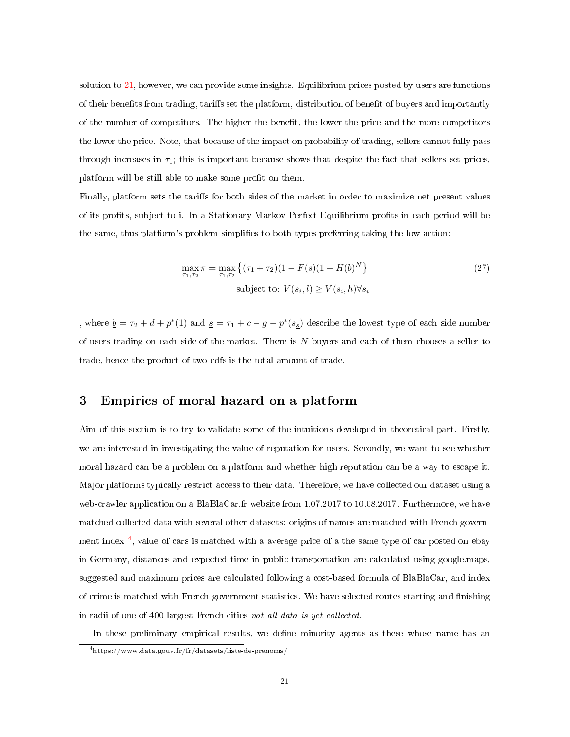solution to 21, however, we can provide some insights. Equilibrium prices posted by users are functions of their benefits from trading, tariffs set the platform, distribution of benefit of buyers and importantly of the number of competitors. The higher the benefit, the lower the price and the more competitors the lower the price. Note, that because of the impact on probability of trading, sellers cannot fully pass through increases in $\tau_1$; this is important because shows that despite the fact that sellers set prices, platform will be still able to make some profit on them.

Finally, platform sets the tariffs for both sides of the market in order to maximize net present values of its profits, subject to i. In a Stationary Markov Perfect Equilibrium profits in each period will be the same, thus platform's problem simplifies to both types preferring taking the low action:

$$\max_{\tau_1, \tau_2} \pi = \max_{\tau_1, \tau_2} \left\{ (\tau_1 + \tau_2)(1 - F(\underline{s})(1 - H(\underline{b})^N \right\} \tag{27}$$

$$\text{subject to: } V(s_i, l) \geq V(s_i, h) \forall s_i$$

, where $\underline{b} = \tau_2 + d + p^*(1)$ and $\underline{s} = \tau_1 + c - g - p^*(s_{\underline{s}})$ describe the lowest type of each side number of users trading on each side of the market. There is $N$ buyers and each of them chooses a seller to trade, hence the product of two cdfs is the total amount of trade.

## 3 Empirics of moral hazard on a platform

Aim of this section is to try to validate some of the intuitions developed in theoretical part. Firstly, we are interested in investigating the value of reputation for users. Secondly, we want to see whether moral hazard can be a problem on a platform and whether high reputation can be a way to escape it. Major platforms typically restrict access to their data. Therefore, we have collected our dataset using a web-crawler application on a BlaBlaCar.fr website from 1.07.2017 to 10.08.2017. Furthermore, we have matched collected data with several other datasets: origins of names are matched with French government index [4], value of cars is matched with a average price of a the same type of car posted on ebay in Germany, distances and expected time in public transportation are calculated using google.maps, suggested and maximum prices are calculated following a cost-based formula of BlaBlaCar, and index of crime is matched with French government statistics. We have selected routes starting and finishing in radii of one of 400 largest French cities *not all data is yet collected*.

In these preliminary empirical results, we define minority agents as these whose name has an

[4] https://www.data.gouv.fr/fr/datasets/liste-de-prenoms/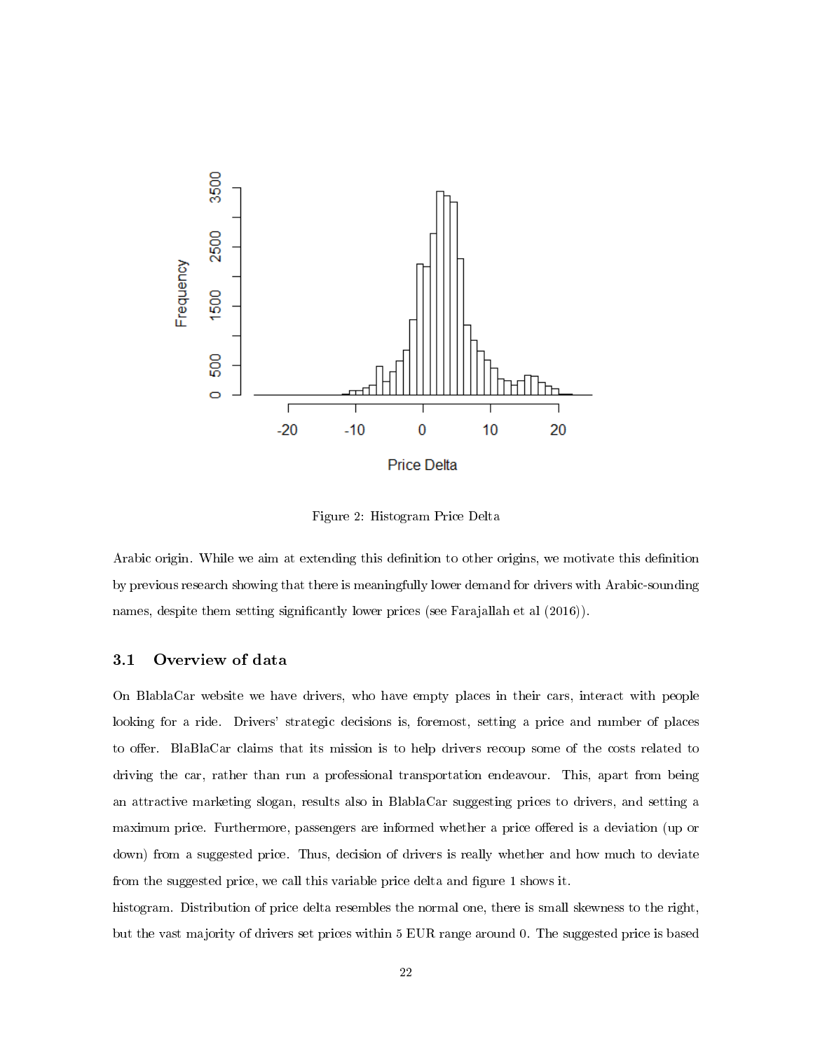Figure 2: Histogram Price Delta

Arabic origin. While we aim at extending this definition to other origins, we motivate this definition by previous research showing that there is meaningfully lower demand for drivers with Arabic-sounding names, despite them setting significantly lower prices (see Farajallah et al (2016)).

## 3.1 Overview of data

On BlablaCar website we have drivers, who have empty places in their cars, interact with people looking for a ride. Drivers' strategic decisions is, foremost, setting a price and number of places to offer. BlaBlaCar claims that its mission is to help drivers recoup some of the costs related to driving the car, rather than run a professional transportation endeavour. This, apart from being an attractive marketing slogan, results also in BlablaCar suggesting prices to drivers, and setting a maximum price. Furthermore, passengers are informed whether a price offered is a deviation (up or down) from a suggested price. Thus, decision of drivers is really whether and how much to deviate from the suggested price, we call this variable price delta and figure 1 shows it.

histogram. Distribution of price delta resembles the normal one, there is small skewness to the right, but the vast majority of drivers set prices within 5 EUR range around 0. The suggested price is based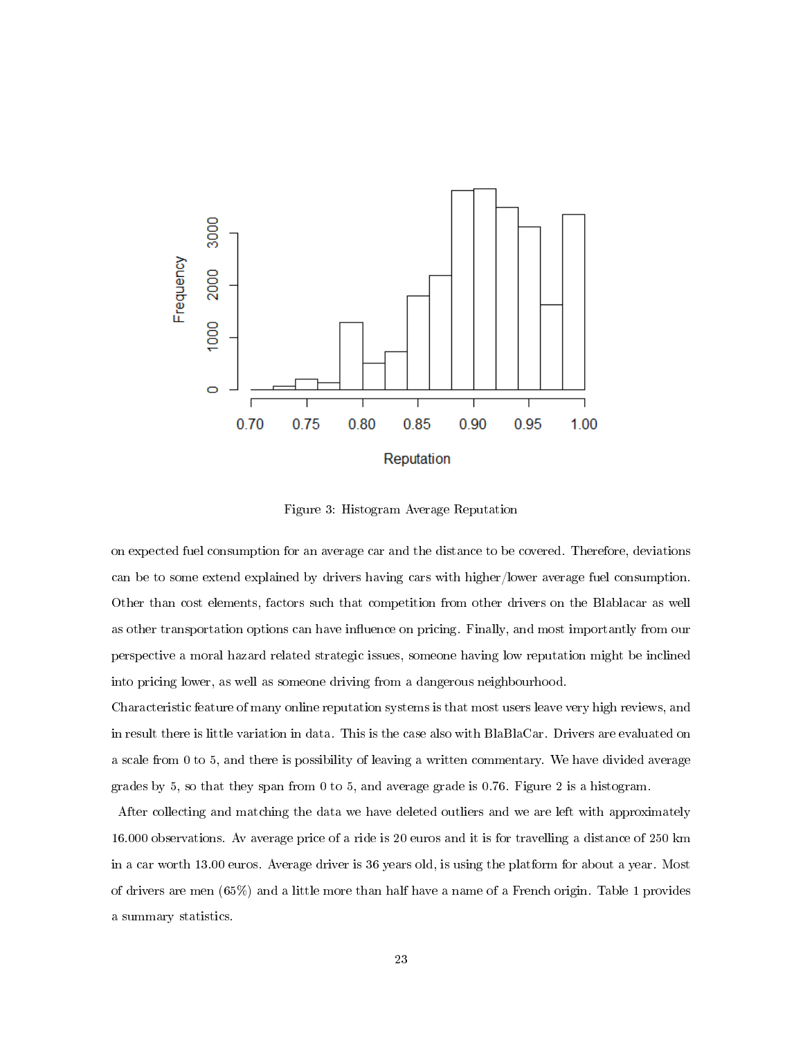Figure 3: Histogram Average Reputation

on expected fuel consumption for an average car and the distance to be covered. Therefore, deviations can be to some extend explained by drivers having cars with higher/lower average fuel consumption. Other than cost elements, factors such that competition from other drivers on the Blablacar as well as other transportation options can have influence on pricing. Finally, and most importantly from our perspective a moral hazard related strategic issues, someone having low reputation might be inclined into pricing lower, as well as someone driving from a dangerous neighbourhood.

Characteristic feature of many online reputation systems is that most users leave very high reviews, and in result there is little variation in data. This is the case also with BlaBlaCar. Drivers are evaluated on a scale from 0 to 5, and there is possibility of leaving a written commentary. We have divided average grades by 5, so that they span from 0 to 5, and average grade is 0.76. Figure 2 is a histogram.

After collecting and matching the data we have deleted outliers and we are left with approximately 16.000 observations. Av average price of a ride is 20 euros and it is for travelling a distance of 250 km in a car worth 13.00 euros. Average driver is 36 years old, is using the platform for about a year. Most of drivers are men (65%) and a little more than half have a name of a French origin. Table 1 provides a summary statistics.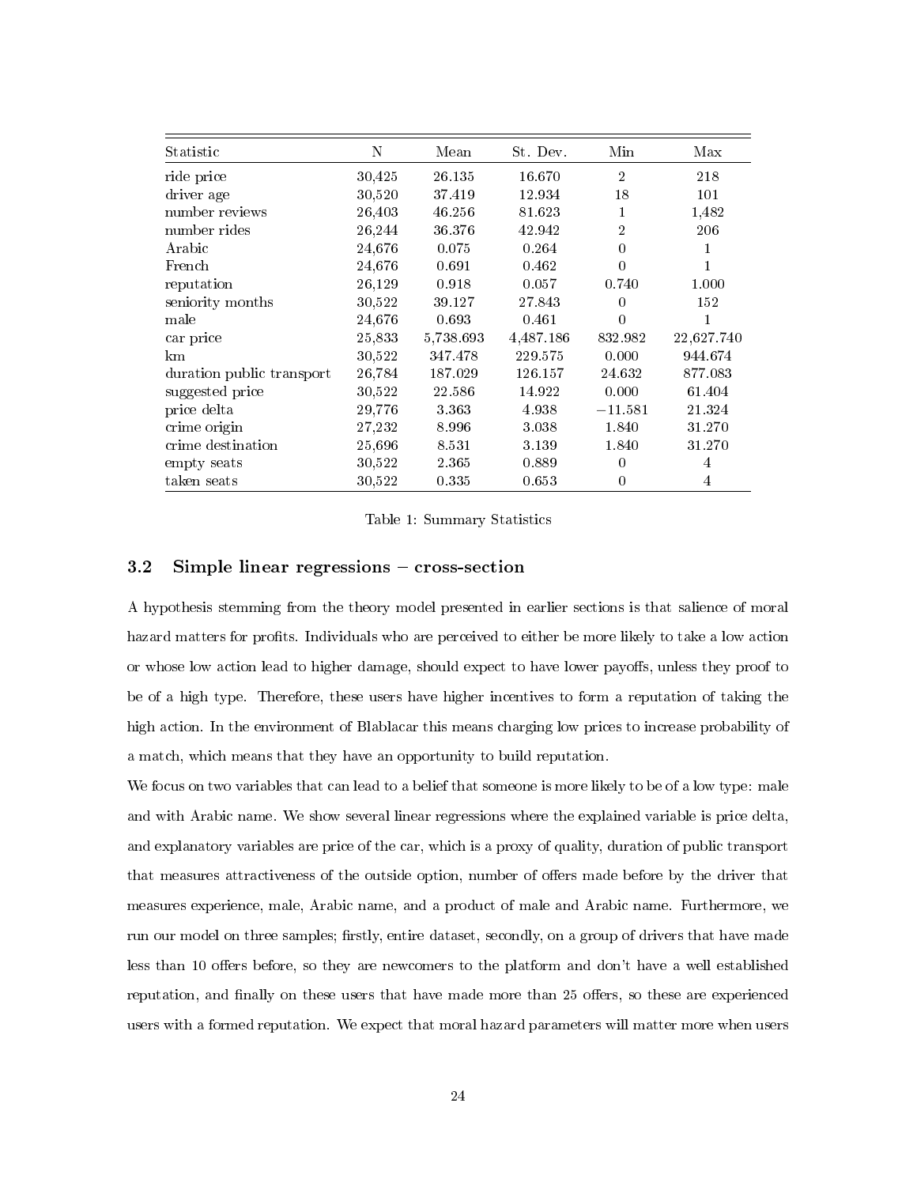| Statistic | N | Mean | St. Dev. | Min | Max |
|---|---|---|---|---|---|
| ride price | 30,425 | 26.135 | 16.670 | 2 | 218 |
| driver age | 30,520 | 37.419 | 12.934 | 18 | 101 |
| number reviews | 26,403 | 46.256 | 81.623 | 1 | 1,482 |
| number rides | 26,244 | 36.376 | 42.942 | 2 | 206 |
| Arabic | 24,676 | 0.075 | 0.264 | 0 | 1 |
| French | 24,676 | 0.691 | 0.462 | 0 | 1 |
| reputation | 26,129 | 0.918 | 0.057 | 0.740 | 1.000 |
| seniority months | 30,522 | 39.127 | 27.843 | 0 | 152 |
| male | 24,676 | 0.693 | 0.461 | 0 | 1 |
| car price | 25,833 | 5,738.693 | 4,487.186 | 832.982 | 22,627.740 |
| km | 30,522 | 347.478 | 229.575 | 0.000 | 944.674 |
| duration public transport | 26,784 | 187.029 | 126.157 | 24.632 | 877.083 |
| suggested price | 30,522 | 22.586 | 14.922 | 0.000 | 61.404 |
| price delta | 29,776 | 3.363 | 4.938 | −11.581 | 21.324 |
| crime origin | 27,232 | 8.996 | 3.038 | 1.840 | 31.270 |
| crime destination | 25,696 | 8.531 | 3.139 | 1.840 | 31.270 |
| empty seats | 30,522 | 2.365 | 0.889 | 0 | 4 |
| taken seats | 30,522 | 0.335 | 0.653 | 0 | 4 |

Table 1: Summary Statistics

### 3.2 Simple linear regressions – cross-section

A hypothesis stemming from the theory model presented in earlier sections is that salience of moral hazard matters for profits. Individuals who are perceived to either be more likely to take a low action or whose low action lead to higher damage, should expect to have lower payoffs, unless they proof to be of a high type. Therefore, these users have higher incentives to form a reputation of taking the high action. In the environment of Blablacar this means charging low prices to increase probability of a match, which means that they have an opportunity to build reputation.

We focus on two variables that can lead to a belief that someone is more likely to be of a low type: male and with Arabic name. We show several linear regressions where the explained variable is price delta, and explanatory variables are price of the car, which is a proxy of quality, duration of public transport that measures attractiveness of the outside option, number of offers made before by the driver that measures experience, male, Arabic name, and a product of male and Arabic name. Furthermore, we run our model on three samples; firstly, entire dataset, secondly, on a group of drivers that have made less than 10 offers before, so they are newcomers to the platform and don't have a well established reputation, and finally on these users that have made more than 25 offers, so these are experienced users with a formed reputation. We expect that moral hazard parameters will matter more when users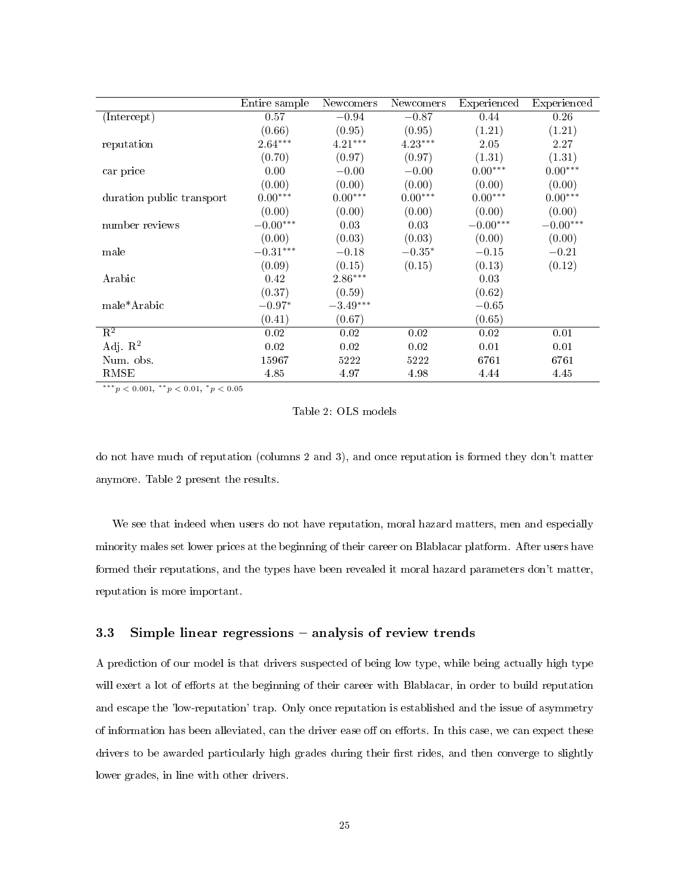| | Entire sample | Newcomers | Newcomers | Experienced | Experienced |
|---|---|---|---|---|---|
| (Intercept) | 0.57 | $-0.94$ | $-0.87$ | 0.44 | 0.26 |
| | (0.66) | (0.95) | (0.95) | (1.21) | (1.21) |
| reputation | $2.64^{***}$ | $4.21^{***}$ | $4.23^{***}$ | 2.05 | 2.27 |
| | (0.70) | (0.97) | (0.97) | (1.31) | (1.31) |
| car price | 0.00 | $-0.00$ | $-0.00$ | $0.00^{***}$ | $0.00^{***}$ |
| | (0.00) | (0.00) | (0.00) | (0.00) | (0.00) |
| duration public transport | $0.00^{***}$ | $0.00^{***}$ | $0.00^{***}$ | $0.00^{***}$ | $0.00^{***}$ |
| | (0.00) | (0.00) | (0.00) | (0.00) | (0.00) |
| number reviews | $-0.00^{***}$ | 0.03 | 0.03 | $-0.00^{***}$ | $-0.00^{***}$ |
| | (0.00) | (0.03) | (0.03) | (0.00) | (0.00) |
| male | $-0.31^{***}$ | $-0.18$ | $-0.35^{*}$ | $-0.15$ | $-0.21$ |
| | (0.09) | (0.15) | (0.15) | (0.13) | (0.12) |
| Arabic | 0.42 | $2.86^{***}$ | | 0.03 | |
| | (0.37) | (0.59) | | (0.62) | |
| male*Arabic | $-0.97^{*}$ | $-3.49^{***}$ | | $-0.65$ | |
| | (0.41) | (0.67) | | (0.65) | |
| $R^2$ | 0.02 | 0.02 | 0.02 | 0.02 | 0.01 |
| Adj. $R^2$ | 0.02 | 0.02 | 0.02 | 0.01 | 0.01 |
| Num. obs. | 15967 | 5222 | 5222 | 6761 | 6761 |
| RMSE | 4.85 | 4.97 | 4.98 | 4.44 | 4.45 |

$^{***}p < 0.001$, $^{**}p < 0.01$, $^{*}p < 0.05$

Table 2: OLS models

do not have much of reputation (columns 2 and 3), and once reputation is formed they don't matter anymore. Table 2 present the results.

We see that indeed when users do not have reputation, moral hazard matters, men and especially minority males set lower prices at the beginning of their career on Blablacar platform. After users have formed their reputations, and the types have been revealed it moral hazard parameters don't matter, reputation is more important.

### 3.3 Simple linear regressions – analysis of review trends

A prediction of our model is that drivers suspected of being low type, while being actually high type will exert a lot of efforts at the beginning of their career with Blablacar, in order to build reputation and escape the 'low-reputation' trap. Only once reputation is established and the issue of asymmetry of information has been alleviated, can the driver ease off on efforts. In this case, we can expect these drivers to be awarded particularly high grades during their first rides, and then converge to slightly lower grades, in line with other drivers.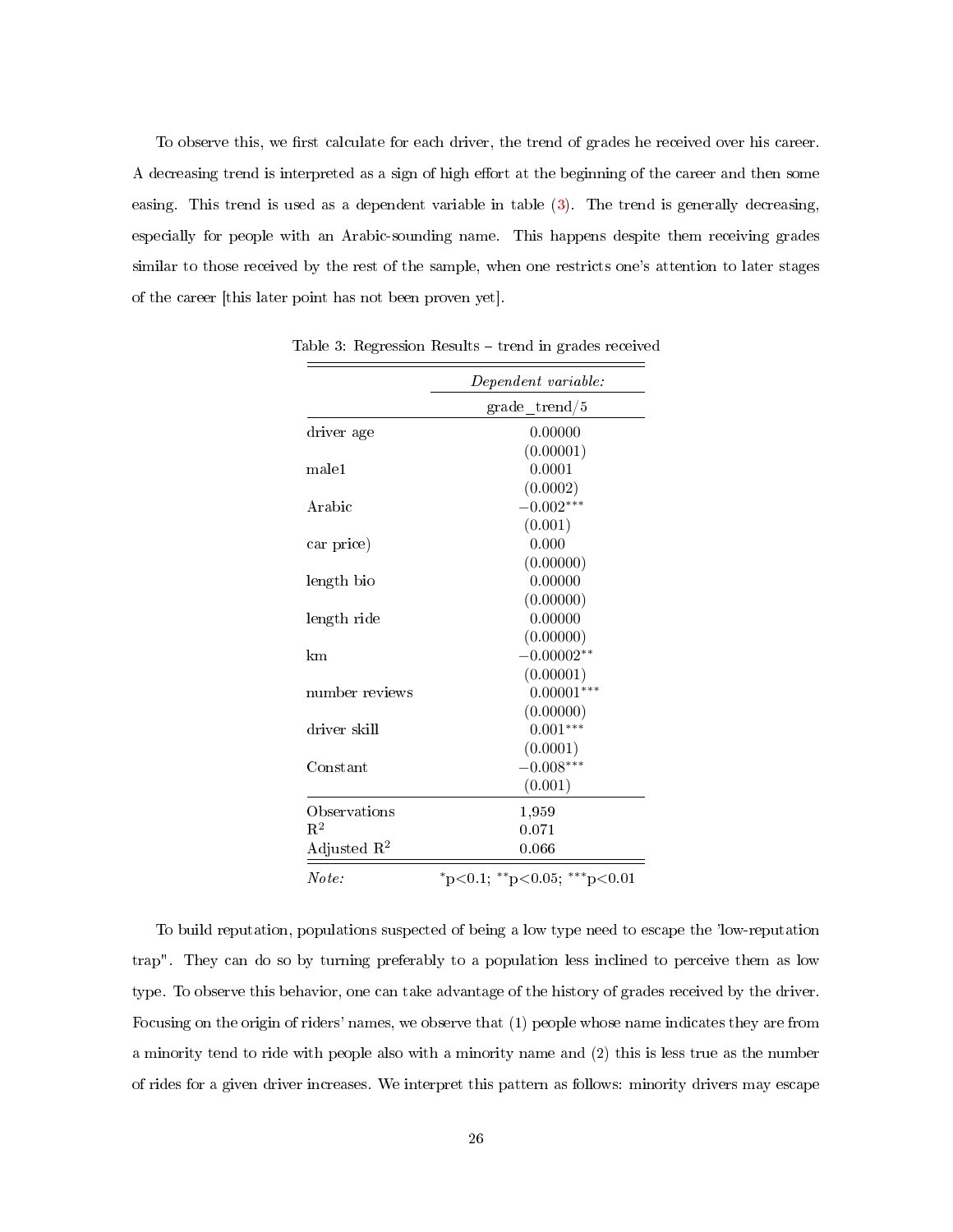To observe this, we first calculate for each driver, the trend of grades he received over his career. A decreasing trend is interpreted as a sign of high effort at the beginning of the career and then some easing. This trend is used as a dependent variable in table (3). The trend is generally decreasing, especially for people with an Arabic-sounding name. This happens despite them receiving grades similar to those received by the rest of the sample, when one restricts one's attention to later stages of the career [this later point has not been proven yet].

Table 3: Regression Results – trend in grades received

| | *Dependent variable:* |
|---|---|
| | grade_trend/5 |
| driver age | 0.00000 |
| | (0.00001) |
| male1 | 0.0001 |
| | (0.0002) |
| Arabic | $-0.002^{***}$ |
| | (0.001) |
| car price) | 0.000 |
| | (0.00000) |
| length bio | 0.00000 |
| | (0.00000) |
| length ride | 0.00000 |
| | (0.00000) |
| km | $-0.00002^{**}$ |
| | (0.00001) |
| number reviews | $0.00001^{***}$ |
| | (0.00000) |
| driver skill | $0.001^{***}$ |
| | (0.0001) |
| Constant | $-0.008^{***}$ |
| | (0.001) |
| Observations | 1,959 |
| $R^2$ | 0.071 |
| Adjusted $R^2$ | 0.066 |
| *Note:* | $^{*}$p<0.1; $^{**}$p<0.05; $^{***}$p<0.01 |

To build reputation, populations suspected of being a low type need to escape the 'low-reputation trap". They can do so by turning preferably to a population less inclined to perceive them as low type. To observe this behavior, one can take advantage of the history of grades received by the driver. Focusing on the origin of riders' names, we observe that (1) people whose name indicates they are from a minority tend to ride with people also with a minority name and (2) this is less true as the number of rides for a given driver increases. We interpret this pattern as follows: minority drivers may escape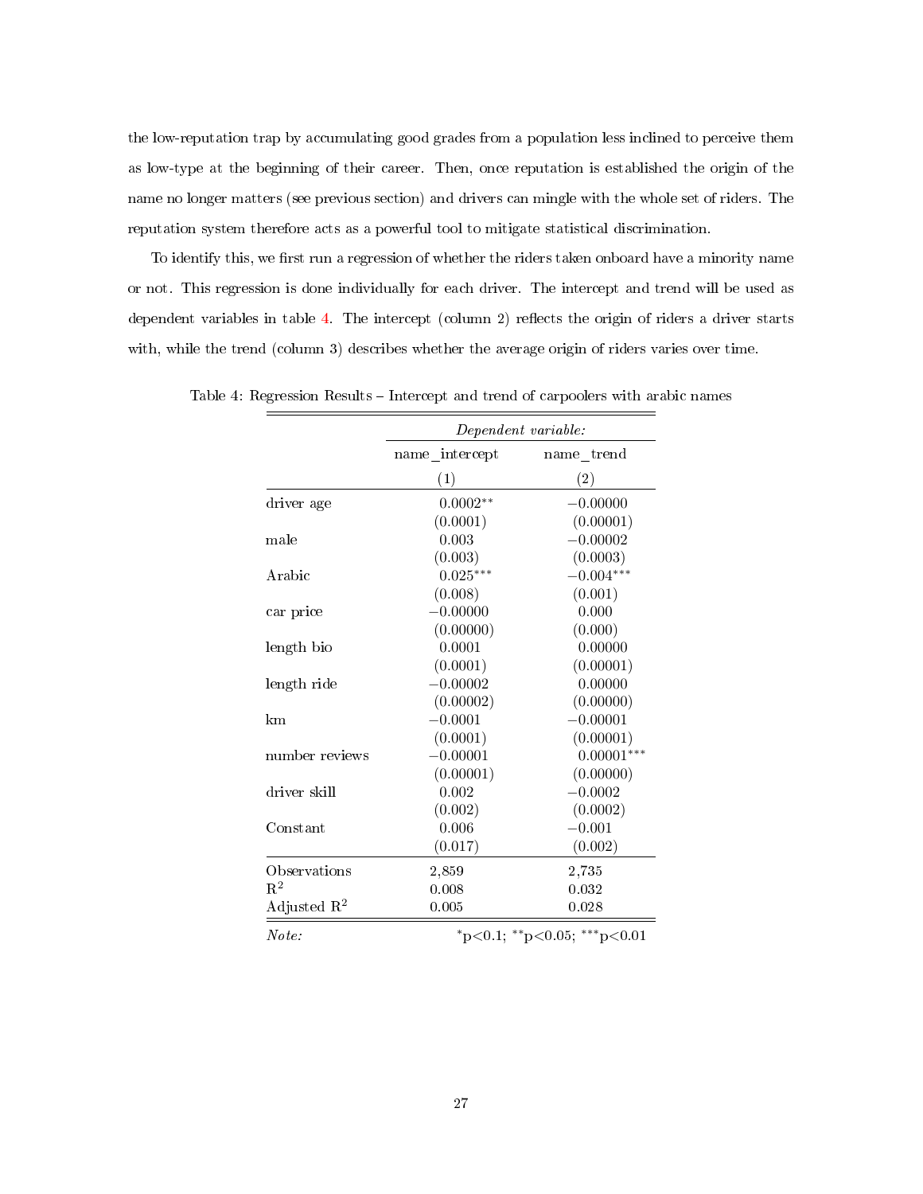the low-reputation trap by accumulating good grades from a population less inclined to perceive them as low-type at the beginning of their career. Then, once reputation is established the origin of the name no longer matters (see previous section) and drivers can mingle with the whole set of riders. The reputation system therefore acts as a powerful tool to mitigate statistical discrimination.

To identify this, we first run a regression of whether the riders taken onboard have a minority name or not. This regression is done individually for each driver. The intercept and trend will be used as dependent variables in table 4. The intercept (column 2) reflects the origin of riders a driver starts with, while the trend (column 3) describes whether the average origin of riders varies over time.

Table 4: Regression Results – Intercept and trend of carpoolers with arabic names

| | *Dependent variable:* | |
|---|---|---|
| | name_intercept | name_trend |
| | (1) | (2) |
| driver age | 0.0002** | −0.00000 |
| | (0.0001) | (0.00001) |
| male | 0.003 | −0.00002 |
| | (0.003) | (0.0003) |
| Arabic | 0.025*** | −0.004*** |
| | (0.008) | (0.001) |
| car price | −0.00000 | 0.000 |
| | (0.00000) | (0.000) |
| length bio | 0.0001 | 0.00000 |
| | (0.0001) | (0.00001) |
| length ride | −0.00002 | 0.00000 |
| | (0.00002) | (0.00000) |
| km | −0.0001 | −0.00001 |
| | (0.0001) | (0.00001) |
| number reviews | −0.00001 | 0.00001*** |
| | (0.00001) | (0.00000) |
| driver skill | 0.002 | −0.0002 |
| | (0.002) | (0.0002) |
| Constant | 0.006 | −0.001 |
| | (0.017) | (0.002) |
| Observations | 2,859 | 2,735 |
| $R^2$ | 0.008 | 0.032 |
| Adjusted $R^2$ | 0.005 | 0.028 |

*Note:* *p<0.1; **p<0.05; ***p<0.01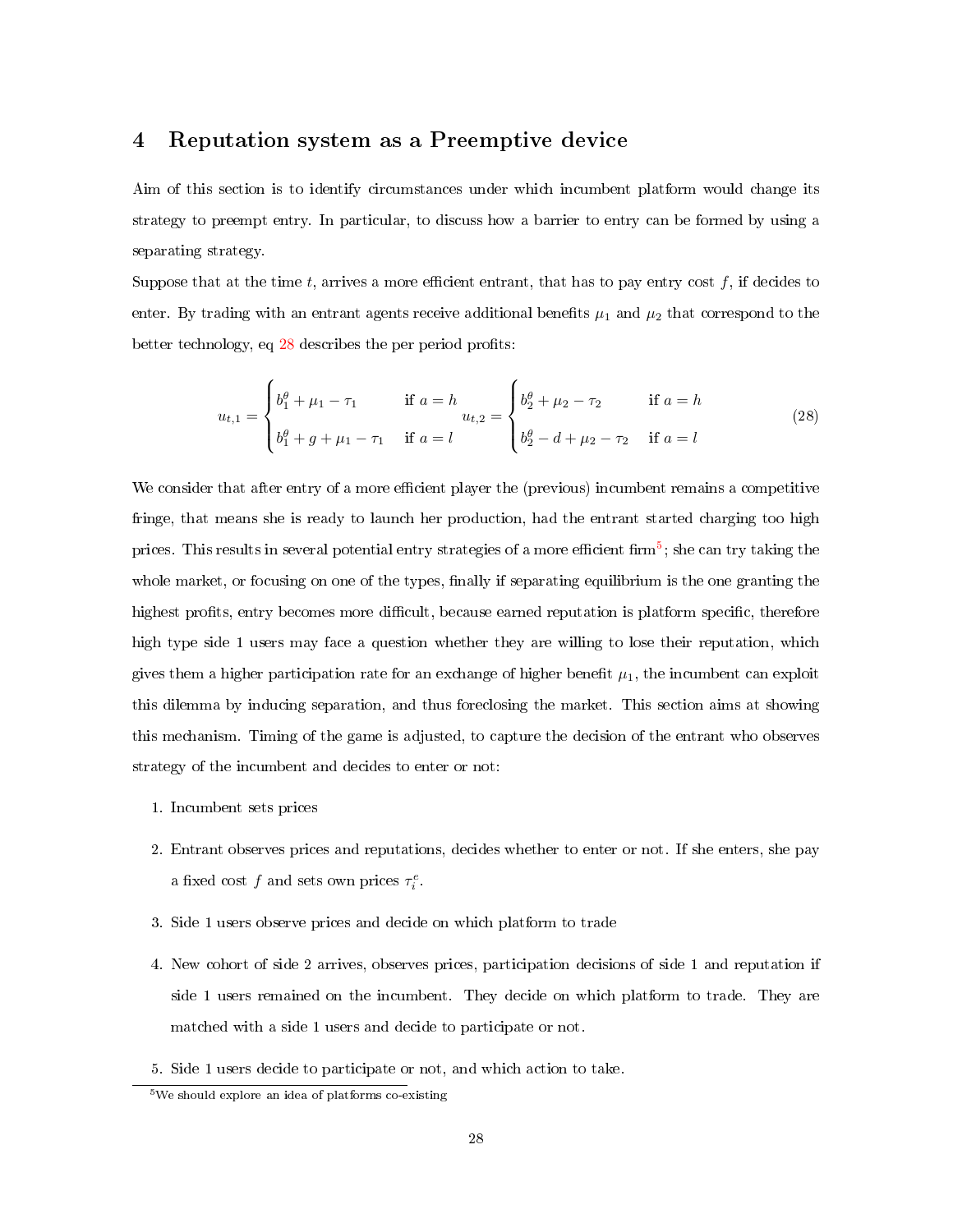## 4 Reputation system as a Preemptive device

Aim of this section is to identify circumstances under which incumbent platform would change its strategy to preempt entry. In particular, to discuss how a barrier to entry can be formed by using a separating strategy.

Suppose that at the time $t$, arrives a more efficient entrant, that has to pay entry cost $f$, if decides to enter. By trading with an entrant agents receive additional benefits $\mu_1$ and $\mu_2$ that correspond to the better technology, eq 28 describes the per period profits:

$$u_{t,1} = \begin{cases} b_1^\theta + \mu_1 - \tau_1 & \text{if } a = h \\ b_1^\theta + g + \mu_1 - \tau_1 & \text{if } a = l \end{cases} \quad u_{t,2} = \begin{cases} b_2^\theta + \mu_2 - \tau_2 & \text{if } a = h \\ b_2^\theta - d + \mu_2 - \tau_2 & \text{if } a = l \end{cases} \tag{28}$$

We consider that after entry of a more efficient player the (previous) incumbent remains a competitive fringe, that means she is ready to launch her production, had the entrant started charging too high prices. This results in several potential entry strategies of a more efficient firm[5]; she can try taking the whole market, or focusing on one of the types, finally if separating equilibrium is the one granting the highest profits, entry becomes more difficult, because earned reputation is platform specific, therefore high type side 1 users may face a question whether they are willing to lose their reputation, which gives them a higher participation rate for an exchange of higher benefit $\mu_1$, the incumbent can exploit this dilemma by inducing separation, and thus foreclosing the market. This section aims at showing this mechanism. Timing of the game is adjusted, to capture the decision of the entrant who observes strategy of the incumbent and decides to enter or not:

1. Incumbent sets prices
2. Entrant observes prices and reputations, decides whether to enter or not. If she enters, she pay a fixed cost $f$ and sets own prices $\tau_i^e$.
3. Side 1 users observe prices and decide on which platform to trade
4. New cohort of side 2 arrives, observes prices, participation decisions of side 1 and reputation if side 1 users remained on the incumbent. They decide on which platform to trade. They are matched with a side 1 users and decide to participate or not.
5. Side 1 users decide to participate or not, and which action to take.

[5] We should explore an idea of platforms co-existing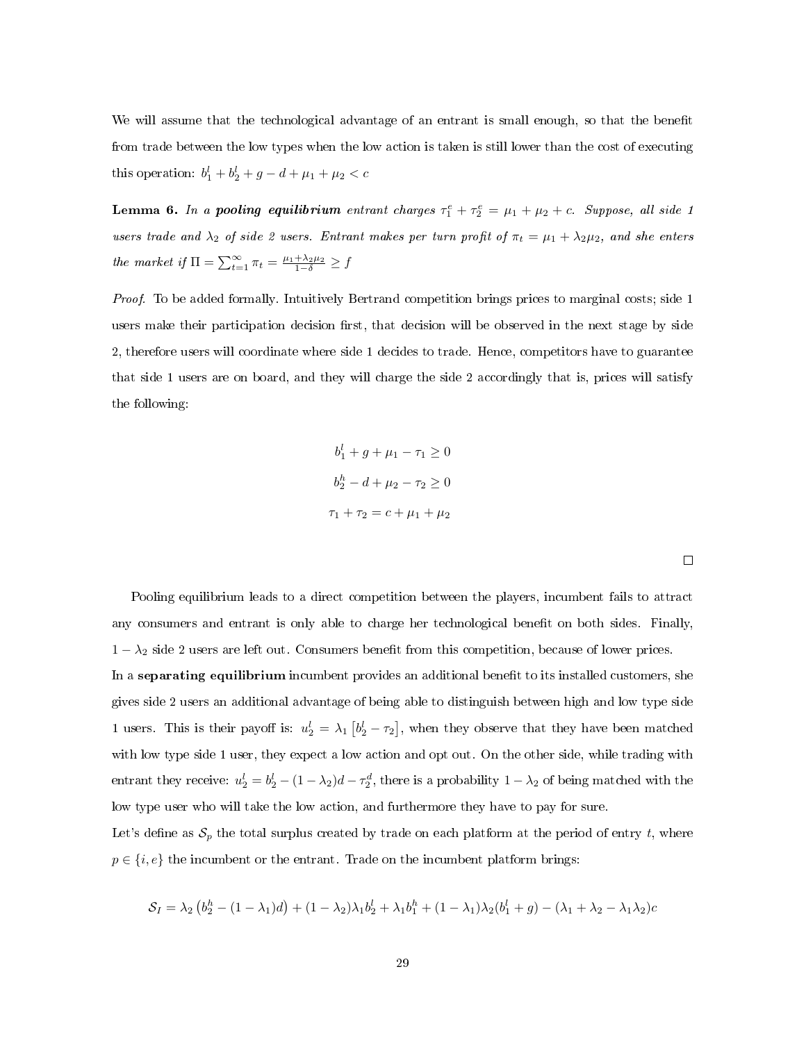We will assume that the technological advantage of an entrant is small enough, so that the benefit from trade between the low types when the low action is taken is still lower than the cost of executing this operation: $b_1^l + b_2^l + g - d + \mu_1 + \mu_2 < c$

**Lemma 6.** *In a* ***pooling equilibrium*** *entrant charges* $\tau_1^e + \tau_2^e = \mu_1 + \mu_2 + c$*. Suppose, all side 1 users trade and* $\lambda_2$ *of side 2 users. Entrant makes per turn profit of* $\pi_t = \mu_1 + \lambda_2\mu_2$*, and she enters the market if* $\Pi = \sum_{t=1}^{\infty} \pi_t = \frac{\mu_1 + \lambda_2\mu_2}{1-\delta} \geq f$

*Proof.* To be added formally. Intuitively Bertrand competition brings prices to marginal costs; side 1 users make their participation decision first, that decision will be observed in the next stage by side 2, therefore users will coordinate where side 1 decides to trade. Hence, competitors have to guarantee that side 1 users are on board, and they will charge the side 2 accordingly that is, prices will satisfy the following:

$$b_1^l + g + \mu_1 - \tau_1 \geq 0$$

$$b_2^h - d + \mu_2 - \tau_2 \geq 0$$

$$\tau_1 + \tau_2 = c + \mu_1 + \mu_2$$

□

Pooling equilibrium leads to a direct competition between the players, incumbent fails to attract any consumers and entrant is only able to charge her technological benefit on both sides. Finally, $1 - \lambda_2$ side 2 users are left out. Consumers benefit from this competition, because of lower prices.

In a **separating equilibrium** incumbent provides an additional benefit to its installed customers, she gives side 2 users an additional advantage of being able to distinguish between high and low type side 1 users. This is their payoff is: $u_2^l = \lambda_1 \left[b_2^l - \tau_2\right]$, when they observe that they have been matched with low type side 1 user, they expect a low action and opt out. On the other side, while trading with entrant they receive: $u_2^l = b_2^l - (1-\lambda_2)d - \tau_2^d$, there is a probability $1 - \lambda_2$ of being matched with the low type user who will take the low action, and furthermore they have to pay for sure.

Let's define as $\mathcal{S}_p$ the total surplus created by trade on each platform at the period of entry $t$, where $p \in \{i, e\}$ the incumbent or the entrant. Trade on the incumbent platform brings:

$$\mathcal{S}_I = \lambda_2 \left(b_2^h - (1-\lambda_1)d\right) + (1-\lambda_2)\lambda_1 b_2^l + \lambda_1 b_1^h + (1-\lambda_1)\lambda_2(b_1^l + g) - (\lambda_1 + \lambda_2 - \lambda_1\lambda_2)c$$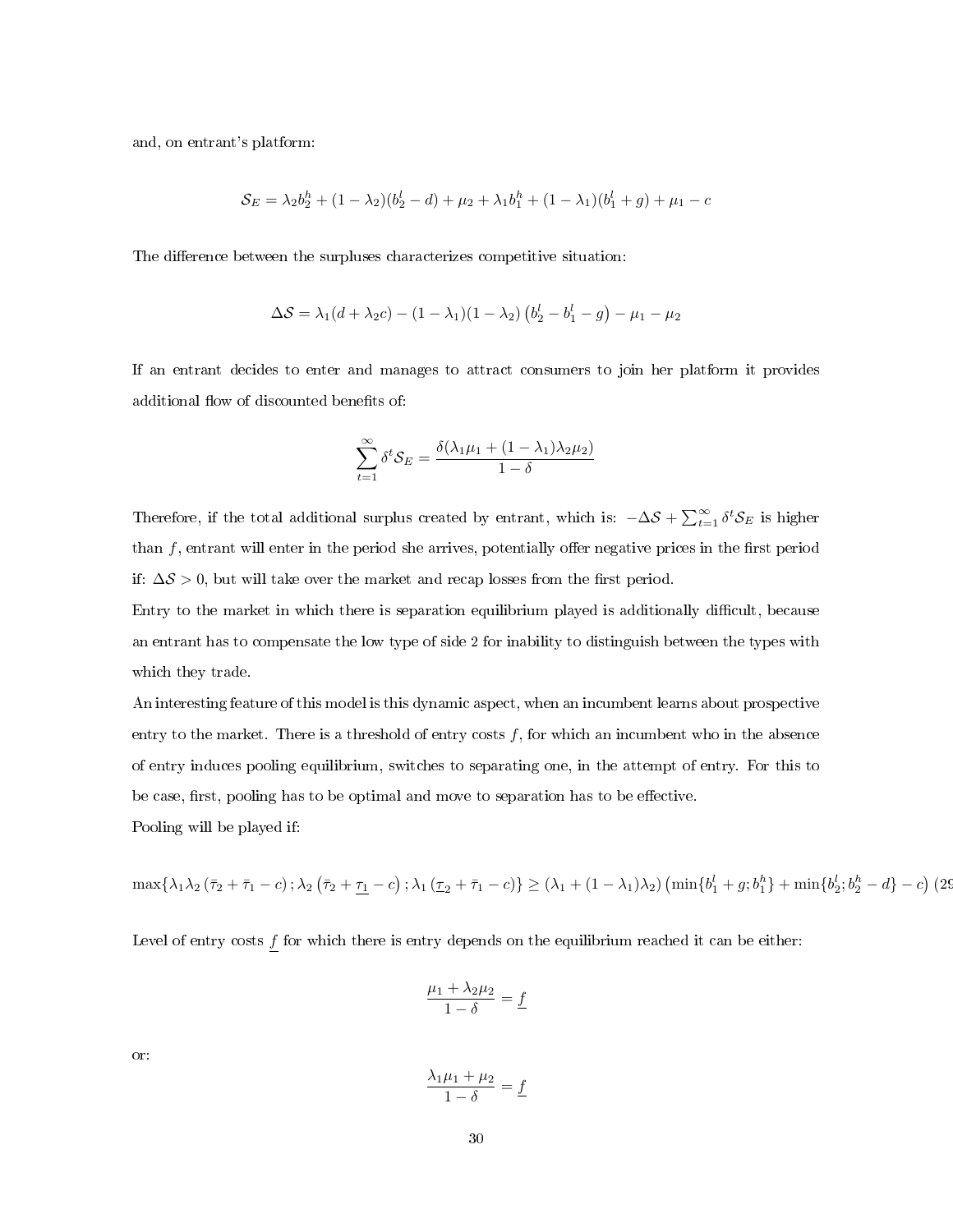and, on entrant's platform:

$$\mathcal{S}_E = \lambda_2 b_2^h + (1-\lambda_2)(b_2^l - d) + \mu_2 + \lambda_1 b_1^h + (1-\lambda_1)(b_1^l + g) + \mu_1 - c$$

The difference between the surpluses characterizes competitive situation:

$$\Delta\mathcal{S} = \lambda_1(d + \lambda_2 c) - (1-\lambda_1)(1-\lambda_2)\left(b_2^l - b_1^l - g\right) - \mu_1 - \mu_2$$

If an entrant decides to enter and manages to attract consumers to join her platform it provides additional flow of discounted benefits of:

$$\sum_{t=1}^{\infty} \delta^t \mathcal{S}_E = \frac{\delta(\lambda_1\mu_1 + (1-\lambda_1)\lambda_2\mu_2)}{1-\delta}$$

Therefore, if the total additional surplus created by entrant, which is: $-\Delta\mathcal{S} + \sum_{t=1}^{\infty} \delta^t \mathcal{S}_E$ is higher than $f$, entrant will enter in the period she arrives, potentially offer negative prices in the first period if: $\Delta\mathcal{S} > 0$, but will take over the market and recap losses from the first period.

Entry to the market in which there is separation equilibrium played is additionally difficult, because an entrant has to compensate the low type of side 2 for inability to distinguish between the types with which they trade.

An interesting feature of this model is this dynamic aspect, when an incumbent learns about prospective entry to the market. There is a threshold of entry costs $f$, for which an incumbent who in the absence of entry induces pooling equilibrium, switches to separating one, in the attempt of entry. For this to be case, first, pooling has to be optimal and move to separation has to be effective.

Pooling will be played if:

$$\max\{\lambda_1\lambda_2\left(\bar{\tau}_2 + \bar{\tau}_1 - c\right); \lambda_2\left(\bar{\tau}_2 + \underline{\tau_1} - c\right); \lambda_1\left(\underline{\tau}_2 + \bar{\tau}_1 - c\right)\} \geq (\lambda_1 + (1-\lambda_1)\lambda_2)\left(\min\{b_1^l + g; b_1^h\} + \min\{b_2^l; b_2^h - d\} - c\right) \quad (29)$$

Level of entry costs $\underline{f}$ for which there is entry depends on the equilibrium reached it can be either:

$$\frac{\mu_1 + \lambda_2\mu_2}{1-\delta} = \underline{f}$$

or:

$$\frac{\lambda_1\mu_1 + \mu_2}{1-\delta} = \underline{f}$$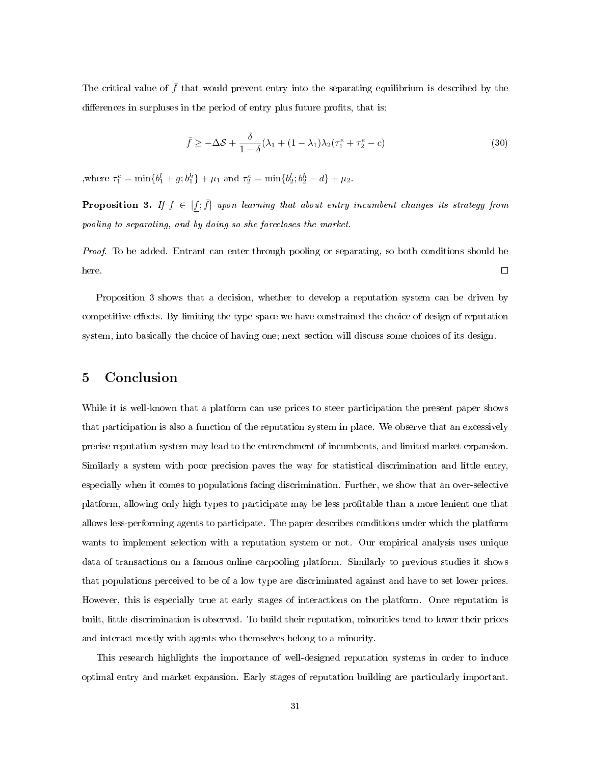The critical value of $\bar{f}$ that would prevent entry into the separating equilibrium is described by the differences in surpluses in the period of entry plus future profits, that is:

$$\bar{f} \geq -\Delta\mathcal{S} + \frac{\delta}{1-\delta}(\lambda_1 + (1-\lambda_1)\lambda_2(\tau_1^e + \tau_2^e - c) \tag{30}$$

,where $\tau_1^e = \min\{b_1^l + g; b_1^h\} + \mu_1$ and $\tau_2^e = \min\{b_2^l; b_2^h - d\} + \mu_2$.

**Proposition 3.** *If $f \in [\underline{f}; \bar{f}]$ upon learning that about entry incumbent changes its strategy from pooling to separating, and by doing so she forecloses the market.*

*Proof.* To be added. Entrant can enter through pooling or separating, so both conditions should be here. □

Proposition 3 shows that a decision, whether to develop a reputation system can be driven by competitive effects. By limiting the type space we have constrained the choice of design of reputation system, into basically the choice of having one; next section will discuss some choices of its design.

## 5 Conclusion

While it is well-known that a platform can use prices to steer participation the present paper shows that participation is also a function of the reputation system in place. We observe that an excessively precise reputation system may lead to the entrenchment of incumbents, and limited market expansion. Similarly a system with poor precision paves the way for statistical discrimination and little entry, especially when it comes to populations facing discrimination. Further, we show that an over-selective platform, allowing only high types to participate may be less profitable than a more lenient one that allows less-performing agents to participate. The paper describes conditions under which the platform wants to implement selection with a reputation system or not. Our empirical analysis uses unique data of transactions on a famous online carpooling platform. Similarly to previous studies it shows that populations perceived to be of a low type are discriminated against and have to set lower prices. However, this is especially true at early stages of interactions on the platform. Once reputation is built, little discrimination is observed. To build their reputation, minorities tend to lower their prices and interact mostly with agents who themselves belong to a minority.

This research highlights the importance of well-designed reputation systems in order to induce optimal entry and market expansion. Early stages of reputation building are particularly important.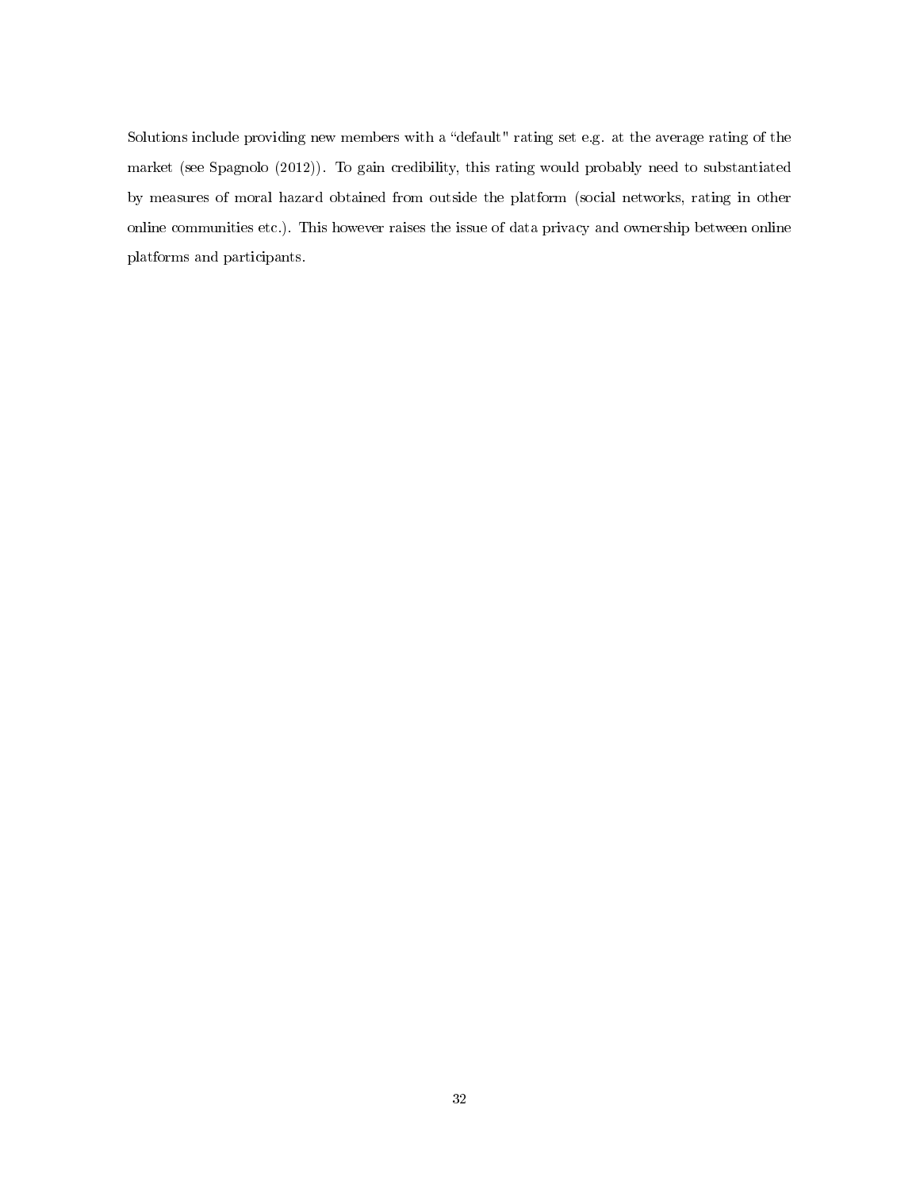Solutions include providing new members with a "default" rating set e.g. at the average rating of the market (see Spagnolo (2012)). To gain credibility, this rating would probably need to substantiated by measures of moral hazard obtained from outside the platform (social networks, rating in other online communities etc.). This however raises the issue of data privacy and ownership between online platforms and participants.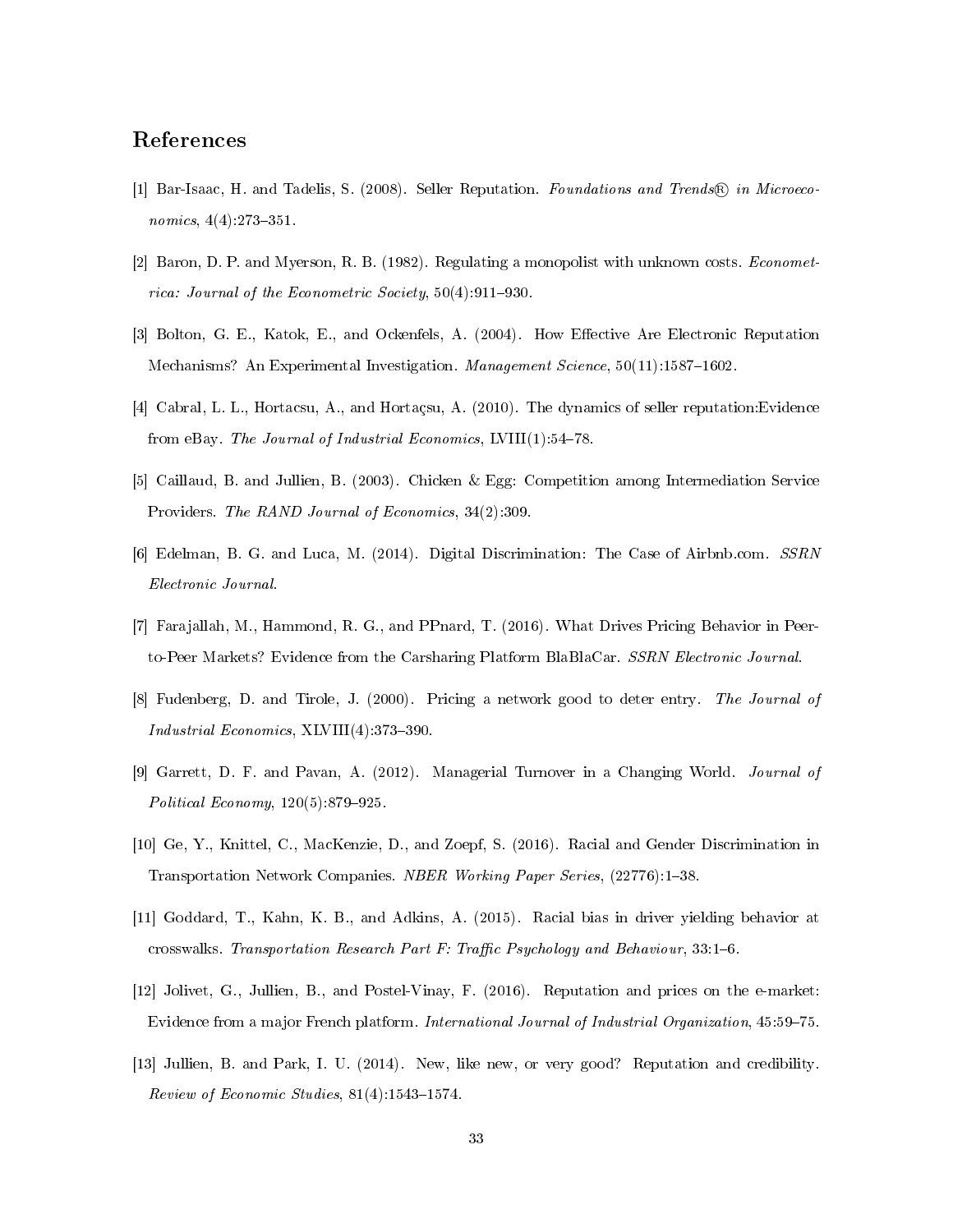# References

[1] Bar-Isaac, H. and Tadelis, S. (2008). Seller Reputation. *Foundations and Trends® in Microeconomics*, 4(4):273–351.

[2] Baron, D. P. and Myerson, R. B. (1982). Regulating a monopolist with unknown costs. *Econometrica: Journal of the Econometric Society*, 50(4):911–930.

[3] Bolton, G. E., Katok, E., and Ockenfels, A. (2004). How Effective Are Electronic Reputation Mechanisms? An Experimental Investigation. *Management Science*, 50(11):1587–1602.

[4] Cabral, L. L., Hortacsu, A., and Hortaçsu, A. (2010). The dynamics of seller reputation:Evidence from eBay. *The Journal of Industrial Economics*, LVIII(1):54–78.

[5] Caillaud, B. and Jullien, B. (2003). Chicken & Egg: Competition among Intermediation Service Providers. *The RAND Journal of Economics*, 34(2):309.

[6] Edelman, B. G. and Luca, M. (2014). Digital Discrimination: The Case of Airbnb.com. *SSRN Electronic Journal*.

[7] Farajallah, M., Hammond, R. G., and PPnard, T. (2016). What Drives Pricing Behavior in Peer-to-Peer Markets? Evidence from the Carsharing Platform BlaBlaCar. *SSRN Electronic Journal*.

[8] Fudenberg, D. and Tirole, J. (2000). Pricing a network good to deter entry. *The Journal of Industrial Economics*, XLVIII(4):373–390.

[9] Garrett, D. F. and Pavan, A. (2012). Managerial Turnover in a Changing World. *Journal of Political Economy*, 120(5):879–925.

[10] Ge, Y., Knittel, C., MacKenzie, D., and Zoepf, S. (2016). Racial and Gender Discrimination in Transportation Network Companies. *NBER Working Paper Series*, (22776):1–38.

[11] Goddard, T., Kahn, K. B., and Adkins, A. (2015). Racial bias in driver yielding behavior at crosswalks. *Transportation Research Part F: Traffic Psychology and Behaviour*, 33:1–6.

[12] Jolivet, G., Jullien, B., and Postel-Vinay, F. (2016). Reputation and prices on the e-market: Evidence from a major French platform. *International Journal of Industrial Organization*, 45:59–75.

[13] Jullien, B. and Park, I. U. (2014). New, like new, or very good? Reputation and credibility. *Review of Economic Studies*, 81(4):1543–1574.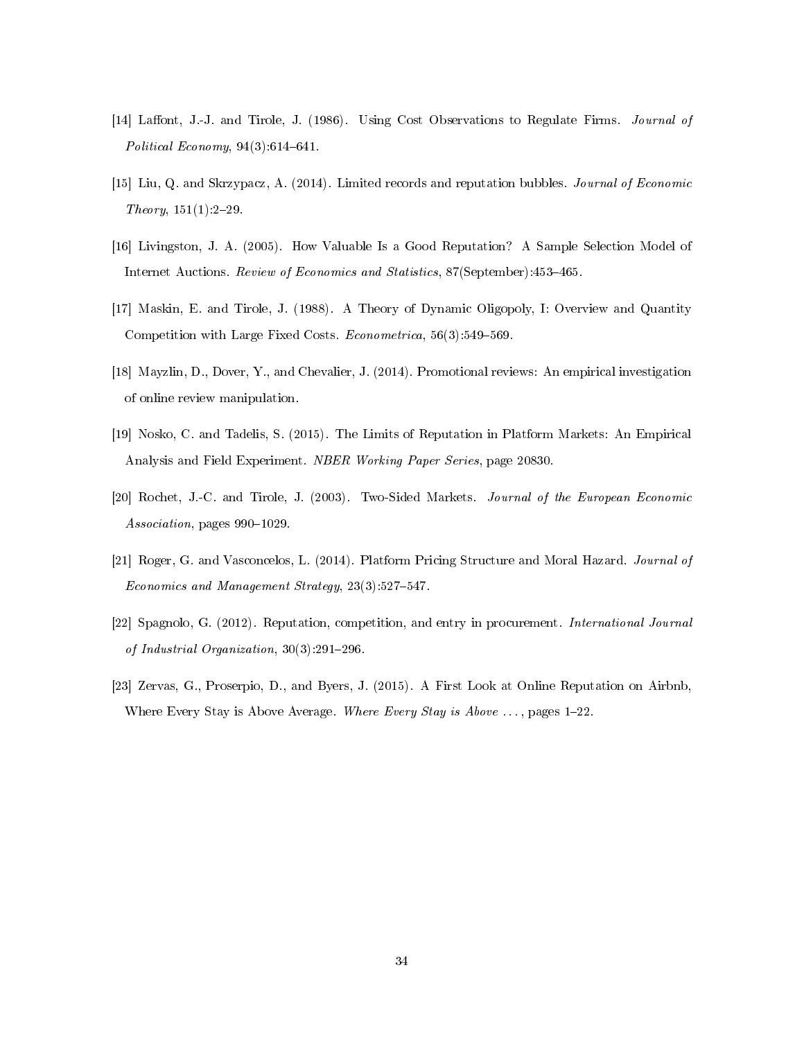[14] Laffont, J.-J. and Tirole, J. (1986). Using Cost Observations to Regulate Firms. *Journal of Political Economy*, 94(3):614–641.

[15] Liu, Q. and Skrzypacz, A. (2014). Limited records and reputation bubbles. *Journal of Economic Theory*, 151(1):2–29.

[16] Livingston, J. A. (2005). How Valuable Is a Good Reputation? A Sample Selection Model of Internet Auctions. *Review of Economics and Statistics*, 87(September):453–465.

[17] Maskin, E. and Tirole, J. (1988). A Theory of Dynamic Oligopoly, I: Overview and Quantity Competition with Large Fixed Costs. *Econometrica*, 56(3):549–569.

[18] Mayzlin, D., Dover, Y., and Chevalier, J. (2014). Promotional reviews: An empirical investigation of online review manipulation.

[19] Nosko, C. and Tadelis, S. (2015). The Limits of Reputation in Platform Markets: An Empirical Analysis and Field Experiment. *NBER Working Paper Series*, page 20830.

[20] Rochet, J.-C. and Tirole, J. (2003). Two-Sided Markets. *Journal of the European Economic Association*, pages 990–1029.

[21] Roger, G. and Vasconcelos, L. (2014). Platform Pricing Structure and Moral Hazard. *Journal of Economics and Management Strategy*, 23(3):527–547.

[22] Spagnolo, G. (2012). Reputation, competition, and entry in procurement. *International Journal of Industrial Organization*, 30(3):291–296.

[23] Zervas, G., Proserpio, D., and Byers, J. (2015). A First Look at Online Reputation on Airbnb, Where Every Stay is Above Average. *Where Every Stay is Above ...*, pages 1–22.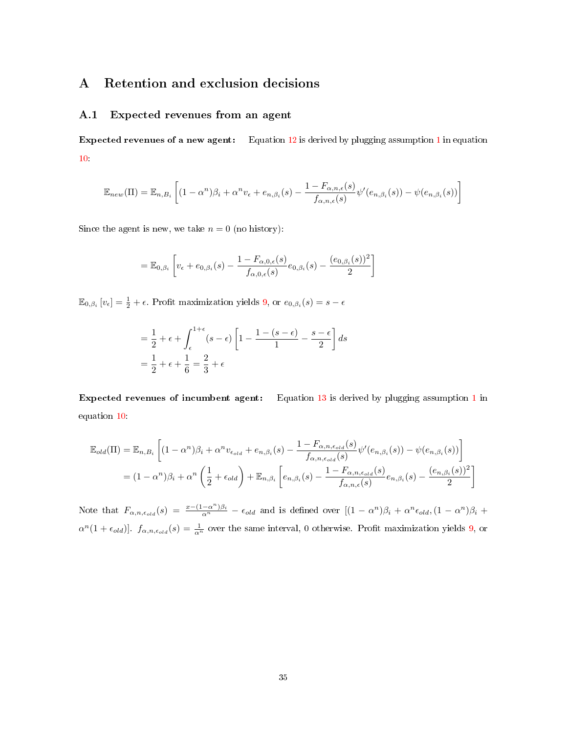# A Retention and exclusion decisions

## A.1 Expected revenues from an agent

**Expected revenues of a new agent:** Equation 12 is derived by plugging assumption 1 in equation 10:

$$\mathbb{E}_{new}(\Pi) = \mathbb{E}_{n,B_i}\left[(1-\alpha^n)\beta_i + \alpha^n v_\epsilon + e_{n,\beta_i}(s) - \frac{1-F_{\alpha,n,\epsilon}(s)}{f_{\alpha,n,\epsilon}(s)}\psi'(e_{n,\beta_i}(s)) - \psi(e_{n,\beta_i}(s))\right]$$

Since the agent is new, we take $n = 0$ (no history):

$$= \mathbb{E}_{0,\beta_i}\left[v_\epsilon + e_{0,\beta_i}(s) - \frac{1-F_{\alpha,0,\epsilon}(s)}{f_{\alpha,0,\epsilon}(s)}e_{0,\beta_i}(s) - \frac{(e_{0,\beta_i}(s))^2}{2}\right]$$

$\mathbb{E}_{0,\beta_i}[v_\epsilon] = \frac{1}{2} + \epsilon$. Profit maximization yields 9, or $e_{0,\beta_i}(s) = s - \epsilon$

$$= \frac{1}{2} + \epsilon + \int_\epsilon^{1+\epsilon}(s-\epsilon)\left[1 - \frac{1-(s-\epsilon)}{1} - \frac{s-\epsilon}{2}\right]ds$$
$$= \frac{1}{2} + \epsilon + \frac{1}{6} = \frac{2}{3} + \epsilon$$

**Expected revenues of incumbent agent:** Equation 13 is derived by plugging assumption 1 in equation 10:

$$\mathbb{E}_{old}(\Pi) = \mathbb{E}_{n,B_i}\left[(1-\alpha^n)\beta_i + \alpha^n v_{\epsilon_{old}} + e_{n,\beta_i}(s) - \frac{1-F_{\alpha,n,\epsilon_{old}}(s)}{f_{\alpha,n,\epsilon_{old}}(s)}\psi'(e_{n,\beta_i}(s)) - \psi(e_{n,\beta_i}(s))\right]$$
$$= (1-\alpha^n)\beta_i + \alpha^n\left(\frac{1}{2} + \epsilon_{old}\right) + \mathbb{E}_{n,\beta_i}\left[e_{n,\beta_i}(s) - \frac{1-F_{\alpha,n,\epsilon_{old}}(s)}{f_{\alpha,n,\epsilon}(s)}e_{n,\beta_i}(s) - \frac{(e_{n,\beta_i}(s))^2}{2}\right]$$

Note that $F_{\alpha,n,\epsilon_{old}}(s) = \frac{x-(1-\alpha^n)\beta_i}{\alpha^n} - \epsilon_{old}$ and is defined over $[(1-\alpha^n)\beta_i + \alpha^n\epsilon_{old}, (1-\alpha^n)\beta_i + \alpha^n(1+\epsilon_{old})]$. $f_{\alpha,n,\epsilon_{old}}(s) = \frac{1}{\alpha^n}$ over the same interval, 0 otherwise. Profit maximization yields 9, or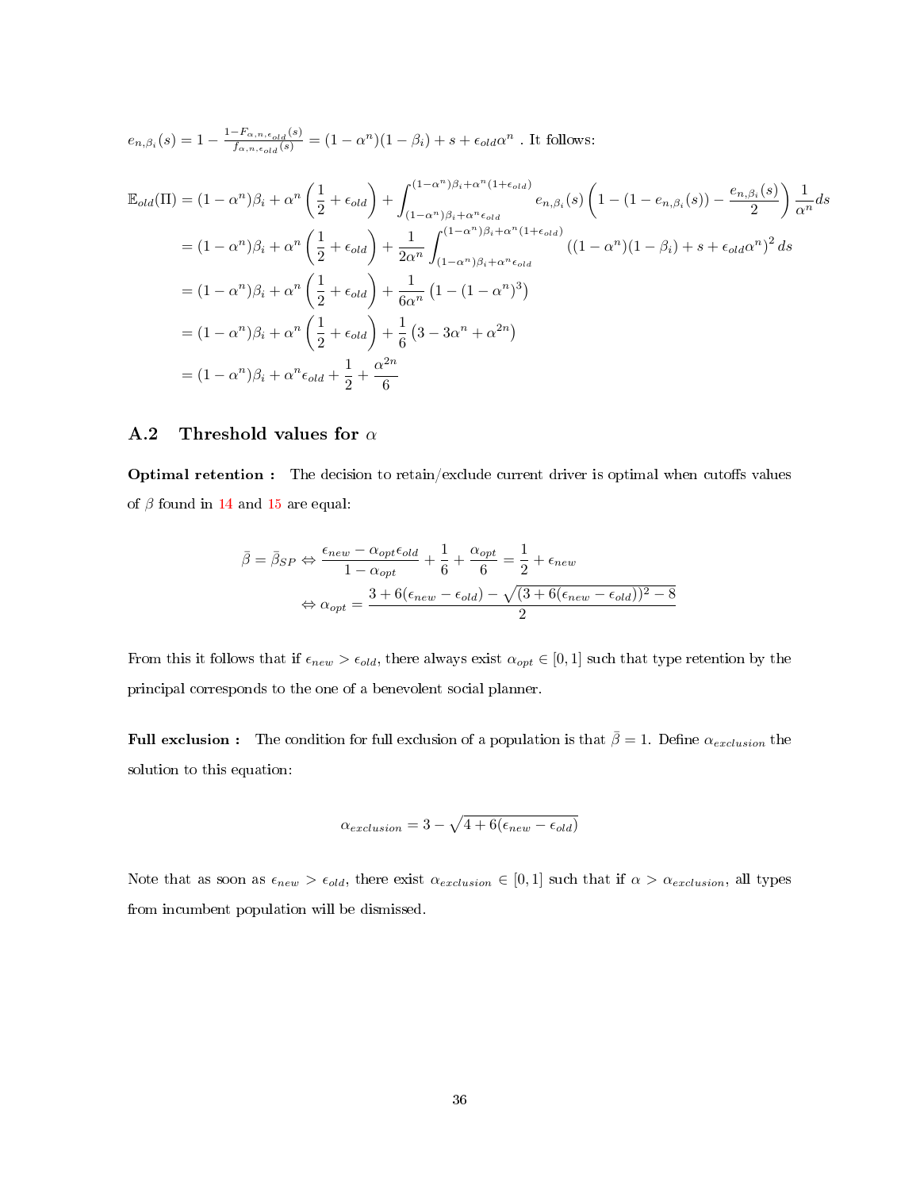$e_{n,\beta_i}(s) = 1 - \frac{1-F_{\alpha,n,\epsilon_{old}}(s)}{f_{\alpha,n,\epsilon_{old}}(s)} = (1-\alpha^n)(1-\beta_i) + s + \epsilon_{old}\alpha^n$ . It follows:

$$
\begin{aligned}
\mathbb{E}_{old}(\Pi) &= (1-\alpha^n)\beta_i + \alpha^n\left(\frac{1}{2} + \epsilon_{old}\right) + \int_{(1-\alpha^n)\beta_i+\alpha^n\epsilon_{old}}^{(1-\alpha^n)\beta_i+\alpha^n(1+\epsilon_{old})} e_{n,\beta_i}(s)\left(1 - (1-e_{n,\beta_i}(s)) - \frac{e_{n,\beta_i}(s)}{2}\right)\frac{1}{\alpha^n}ds \\
&= (1-\alpha^n)\beta_i + \alpha^n\left(\frac{1}{2} + \epsilon_{old}\right) + \frac{1}{2\alpha^n}\int_{(1-\alpha^n)\beta_i+\alpha^n\epsilon_{old}}^{(1-\alpha^n)\beta_i+\alpha^n(1+\epsilon_{old})} \left((1-\alpha^n)(1-\beta_i) + s + \epsilon_{old}\alpha^n\right)^2 ds \\
&= (1-\alpha^n)\beta_i + \alpha^n\left(\frac{1}{2} + \epsilon_{old}\right) + \frac{1}{6\alpha^n}\left(1 - (1-\alpha^n)^3\right) \\
&= (1-\alpha^n)\beta_i + \alpha^n\left(\frac{1}{2} + \epsilon_{old}\right) + \frac{1}{6}\left(3 - 3\alpha^n + \alpha^{2n}\right) \\
&= (1-\alpha^n)\beta_i + \alpha^n\epsilon_{old} + \frac{1}{2} + \frac{\alpha^{2n}}{6}
\end{aligned}
$$

## A.2 Threshold values for $\alpha$

**Optimal retention :** The decision to retain/exclude current driver is optimal when cutoffs values of $\beta$ found in 14 and 15 are equal:

$$
\begin{aligned}
\bar{\beta} = \bar{\beta}_{SP} &\Leftrightarrow \frac{\epsilon_{new} - \alpha_{opt}\epsilon_{old}}{1-\alpha_{opt}} + \frac{1}{6} + \frac{\alpha_{opt}}{6} = \frac{1}{2} + \epsilon_{new} \\
&\Leftrightarrow \alpha_{opt} = \frac{3 + 6(\epsilon_{new} - \epsilon_{old}) - \sqrt{(3 + 6(\epsilon_{new} - \epsilon_{old}))^2 - 8}}{2}
\end{aligned}
$$

From this it follows that if $\epsilon_{new} > \epsilon_{old}$, there always exist $\alpha_{opt} \in [0,1]$ such that type retention by the principal corresponds to the one of a benevolent social planner.

**Full exclusion :** The condition for full exclusion of a population is that $\bar{\beta} = 1$. Define $\alpha_{exclusion}$ the solution to this equation:

$$
\alpha_{exclusion} = 3 - \sqrt{4 + 6(\epsilon_{new} - \epsilon_{old})}
$$

Note that as soon as $\epsilon_{new} > \epsilon_{old}$, there exist $\alpha_{exclusion} \in [0,1]$ such that if $\alpha > \alpha_{exclusion}$, all types from incumbent population will be dismissed.